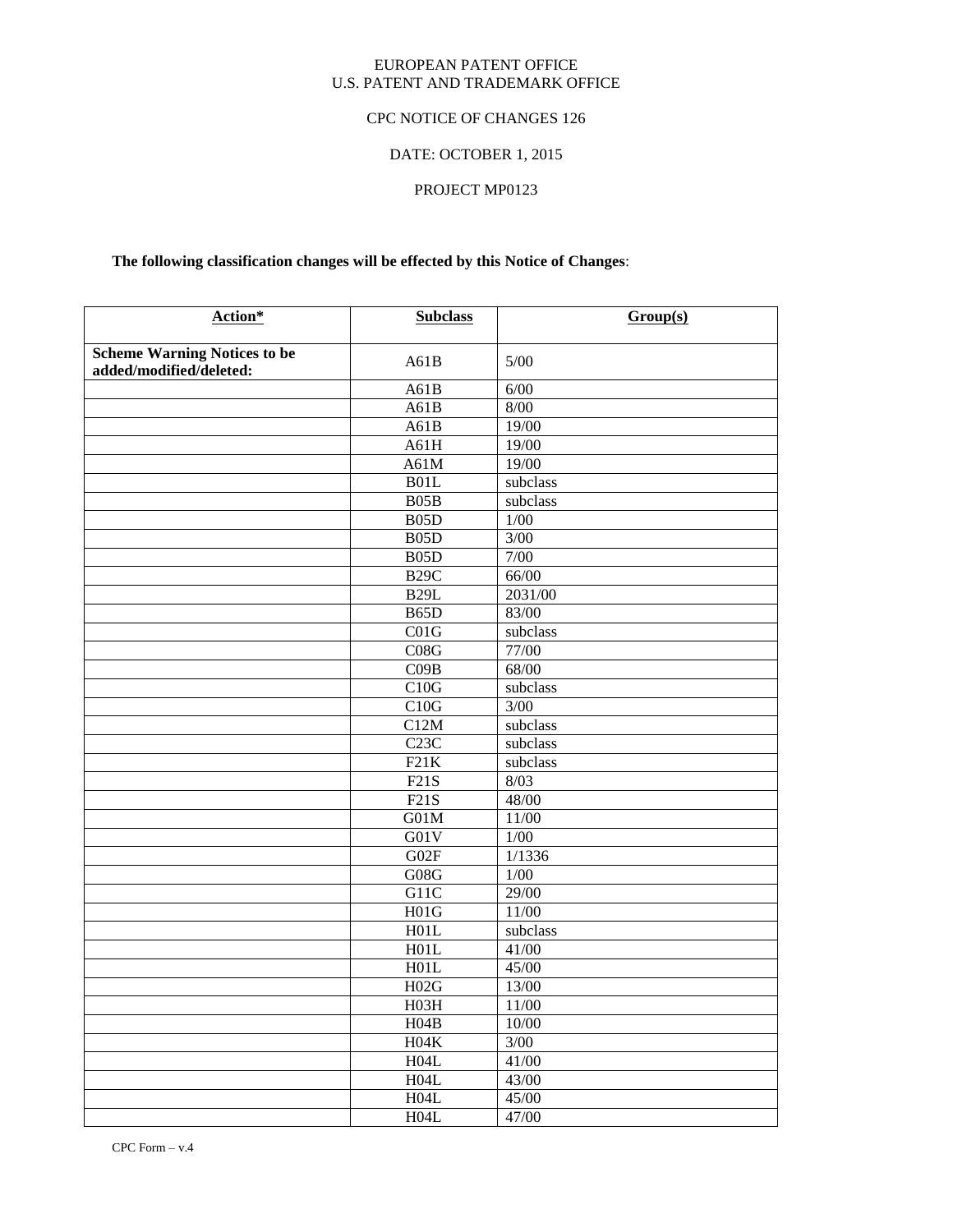EUROPEAN PATENT OFFICE
U.S. PATENT AND TRADEMARK OFFICE

CPC NOTICE OF CHANGES 126

DATE: OCTOBER 1, 2015

PROJECT MP0123

**The following classification changes will be effected by this Notice of Changes**:

| Action* | Subclass | Group(s) |
|---|---|---|
| **Scheme Warning Notices to be added/modified/deleted:** | A61B | 5/00 |
| | A61B | 6/00 |
| | A61B | 8/00 |
| | A61B | 19/00 |
| | A61H | 19/00 |
| | A61M | 19/00 |
| | B01L | subclass |
| | B05B | subclass |
| | B05D | 1/00 |
| | B05D | 3/00 |
| | B05D | 7/00 |
| | B29C | 66/00 |
| | B29L | 2031/00 |
| | B65D | 83/00 |
| | C01G | subclass |
| | C08G | 77/00 |
| | C09B | 68/00 |
| | C10G | subclass |
| | C10G | 3/00 |
| | C12M | subclass |
| | C23C | subclass |
| | F21K | subclass |
| | F21S | 8/03 |
| | F21S | 48/00 |
| | G01M | 11/00 |
| | G01V | 1/00 |
| | G02F | 1/1336 |
| | G08G | 1/00 |
| | G11C | 29/00 |
| | H01G | 11/00 |
| | H01L | subclass |
| | H01L | 41/00 |
| | H01L | 45/00 |
| | H02G | 13/00 |
| | H03H | 11/00 |
| | H04B | 10/00 |
| | H04K | 3/00 |
| | H04L | 41/00 |
| | H04L | 43/00 |
| | H04L | 45/00 |
| | H04L | 47/00 |

CPC Form – v.4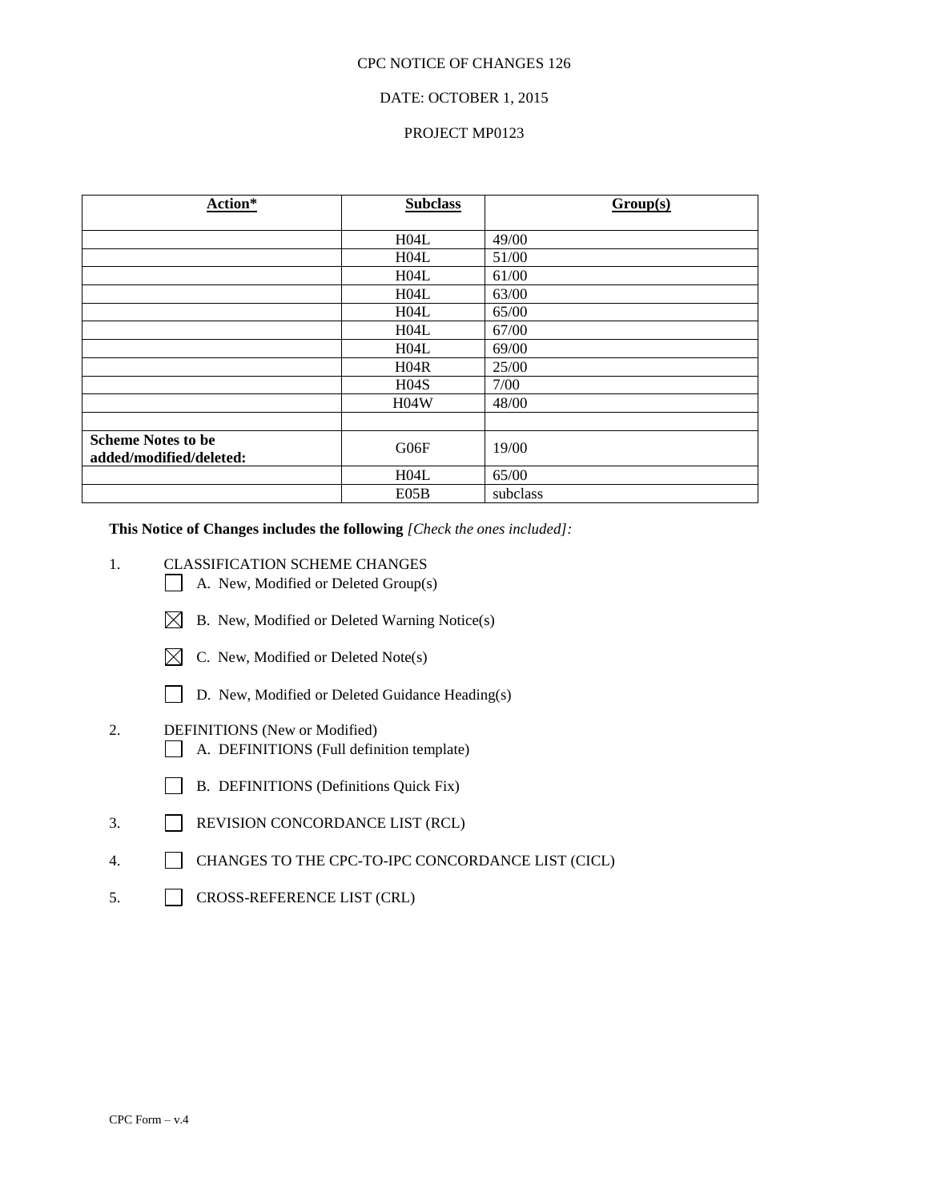CPC NOTICE OF CHANGES 126

DATE: OCTOBER 1, 2015

PROJECT MP0123

| **Action*** | **Subclass** | **Group(s)** |
|---|---|---|
| | H04L | 49/00 |
| | H04L | 51/00 |
| | H04L | 61/00 |
| | H04L | 63/00 |
| | H04L | 65/00 |
| | H04L | 67/00 |
| | H04L | 69/00 |
| | H04R | 25/00 |
| | H04S | 7/00 |
| | H04W | 48/00 |
| | | |
| **Scheme Notes to be added/modified/deleted:** | G06F | 19/00 |
| | H04L | 65/00 |
| | E05B | subclass |

**This Notice of Changes includes the following** *[Check the ones included]:*

1. CLASSIFICATION SCHEME CHANGES
   - ☐ A. New, Modified or Deleted Group(s)
   - ☒ B. New, Modified or Deleted Warning Notice(s)
   - ☒ C. New, Modified or Deleted Note(s)
   - ☐ D. New, Modified or Deleted Guidance Heading(s)
2. DEFINITIONS (New or Modified)
   - ☐ A. DEFINITIONS (Full definition template)
   - ☐ B. DEFINITIONS (Definitions Quick Fix)
3. ☐ REVISION CONCORDANCE LIST (RCL)
4. ☐ CHANGES TO THE CPC-TO-IPC CONCORDANCE LIST (CICL)
5. ☐ CROSS-REFERENCE LIST (CRL)

CPC Form – v.4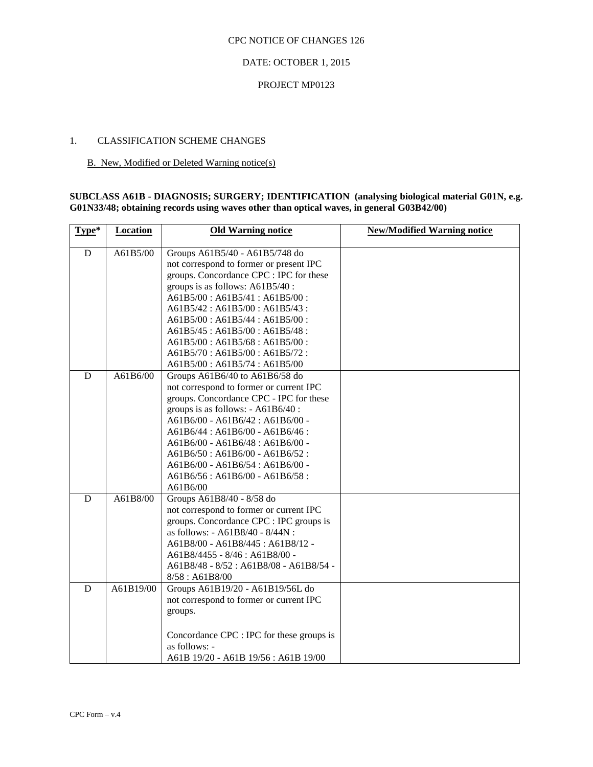CPC NOTICE OF CHANGES 126

DATE: OCTOBER 1, 2015

PROJECT MP0123

1. CLASSIFICATION SCHEME CHANGES

B. New, Modified or Deleted Warning notice(s)

**SUBCLASS A61B - DIAGNOSIS; SURGERY; IDENTIFICATION (analysing biological material G01N, e.g. G01N33/48; obtaining records using waves other than optical waves, in general G03B42/00)**

| Type* | Location | Old Warning notice | New/Modified Warning notice |
|---|---|---|---|
| D | A61B5/00 | Groups A61B5/40 - A61B5/748 do not correspond to former or present IPC groups. Concordance CPC : IPC for these groups is as follows: A61B5/40 : A61B5/00 : A61B5/41 : A61B5/00 : A61B5/42 : A61B5/00 : A61B5/43 : A61B5/00 : A61B5/44 : A61B5/00 : A61B5/45 : A61B5/00 : A61B5/48 : A61B5/00 : A61B5/68 : A61B5/00 : A61B5/70 : A61B5/00 : A61B5/72 : A61B5/00 : A61B5/74 : A61B5/00 | |
| D | A61B6/00 | Groups A61B6/40 to A61B6/58 do not correspond to former or current IPC groups. Concordance CPC - IPC for these groups is as follows: - A61B6/40 : A61B6/00 - A61B6/42 : A61B6/00 - A61B6/44 : A61B6/00 - A61B6/46 : A61B6/00 - A61B6/48 : A61B6/00 - A61B6/50 : A61B6/00 - A61B6/52 : A61B6/00 - A61B6/54 : A61B6/00 - A61B6/56 : A61B6/00 - A61B6/58 : A61B6/00 | |
| D | A61B8/00 | Groups A61B8/40 - 8/58 do not correspond to former or current IPC groups. Concordance CPC : IPC groups is as follows: - A61B8/40 - 8/44N : A61B8/00 - A61B8/445 : A61B8/12 - A61B8/4455 - 8/46 : A61B8/00 - A61B8/48 - 8/52 : A61B8/08 - A61B8/54 - 8/58 : A61B8/00 | |
| D | A61B19/00 | Groups A61B19/20 - A61B19/56L do not correspond to former or current IPC groups.<br><br>Concordance CPC : IPC for these groups is as follows: -<br>A61B 19/20 - A61B 19/56 : A61B 19/00 | |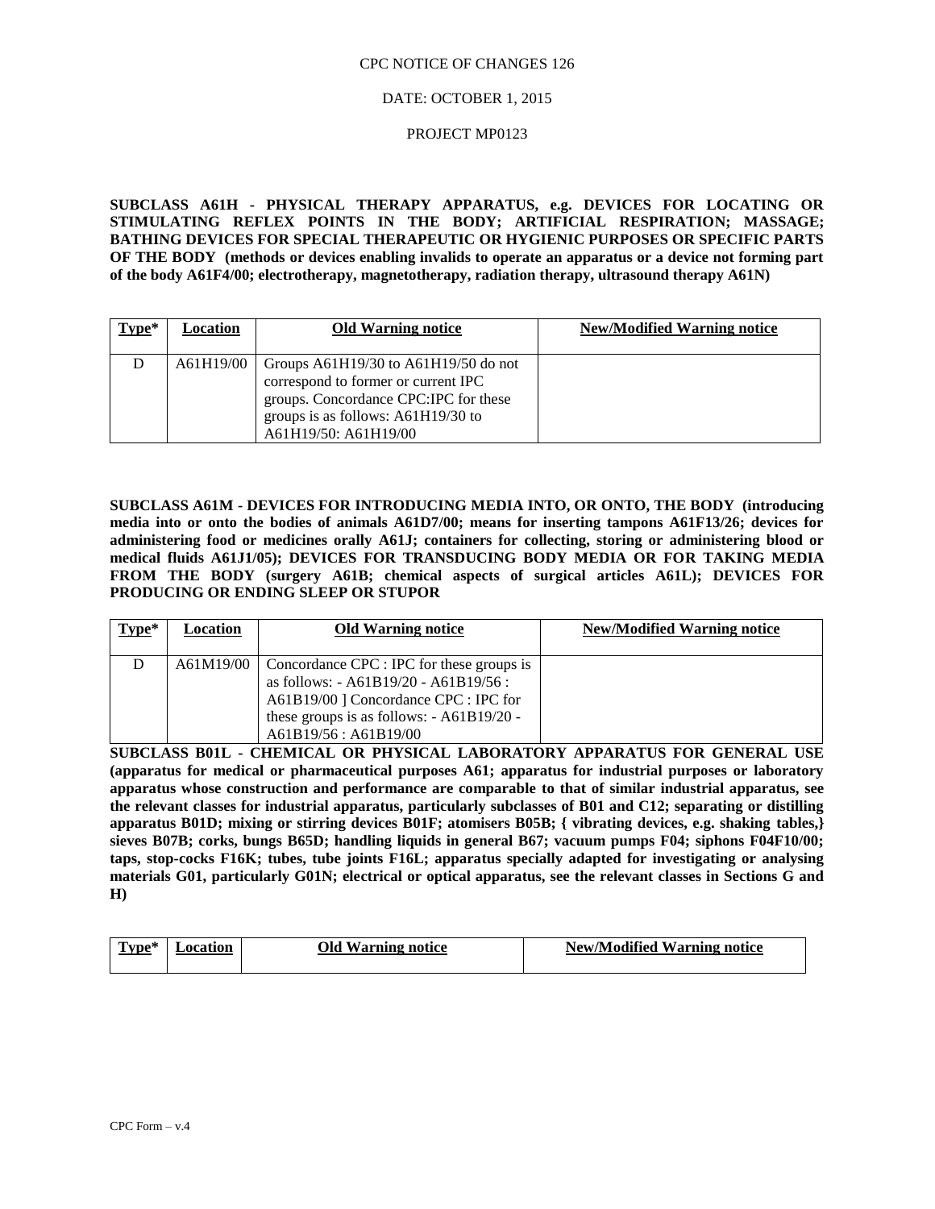CPC NOTICE OF CHANGES 126

DATE: OCTOBER 1, 2015

PROJECT MP0123

**SUBCLASS A61H - PHYSICAL THERAPY APPARATUS, e.g. DEVICES FOR LOCATING OR STIMULATING REFLEX POINTS IN THE BODY; ARTIFICIAL RESPIRATION; MASSAGE; BATHING DEVICES FOR SPECIAL THERAPEUTIC OR HYGIENIC PURPOSES OR SPECIFIC PARTS OF THE BODY (methods or devices enabling invalids to operate an apparatus or a device not forming part of the body A61F4/00; electrotherapy, magnetotherapy, radiation therapy, ultrasound therapy A61N)**

| Type* | Location | Old Warning notice | New/Modified Warning notice |
|---|---|---|---|
| D | A61H19/00 | Groups A61H19/30 to A61H19/50 do not correspond to former or current IPC groups. Concordance CPC:IPC for these groups is as follows: A61H19/30 to A61H19/50: A61H19/00 | |

**SUBCLASS A61M - DEVICES FOR INTRODUCING MEDIA INTO, OR ONTO, THE BODY (introducing media into or onto the bodies of animals A61D7/00; means for inserting tampons A61F13/26; devices for administering food or medicines orally A61J; containers for collecting, storing or administering blood or medical fluids A61J1/05); DEVICES FOR TRANSDUCING BODY MEDIA OR FOR TAKING MEDIA FROM THE BODY (surgery A61B; chemical aspects of surgical articles A61L); DEVICES FOR PRODUCING OR ENDING SLEEP OR STUPOR**

| Type* | Location | Old Warning notice | New/Modified Warning notice |
|---|---|---|---|
| D | A61M19/00 | Concordance CPC : IPC for these groups is as follows: - A61B19/20 - A61B19/56 : A61B19/00 ] Concordance CPC : IPC for these groups is as follows: - A61B19/20 - A61B19/56 : A61B19/00 | |

**SUBCLASS B01L - CHEMICAL OR PHYSICAL LABORATORY APPARATUS FOR GENERAL USE (apparatus for medical or pharmaceutical purposes A61; apparatus for industrial purposes or laboratory apparatus whose construction and performance are comparable to that of similar industrial apparatus, see the relevant classes for industrial apparatus, particularly subclasses of B01 and C12; separating or distilling apparatus B01D; mixing or stirring devices B01F; atomisers B05B; { vibrating devices, e.g. shaking tables,} sieves B07B; corks, bungs B65D; handling liquids in general B67; vacuum pumps F04; siphons F04F10/00; taps, stop-cocks F16K; tubes, tube joints F16L; apparatus specially adapted for investigating or analysing materials G01, particularly G01N; electrical or optical apparatus, see the relevant classes in Sections G and H)**

| Type* | Location | Old Warning notice | New/Modified Warning notice |
|---|---|---|---|

CPC Form – v.4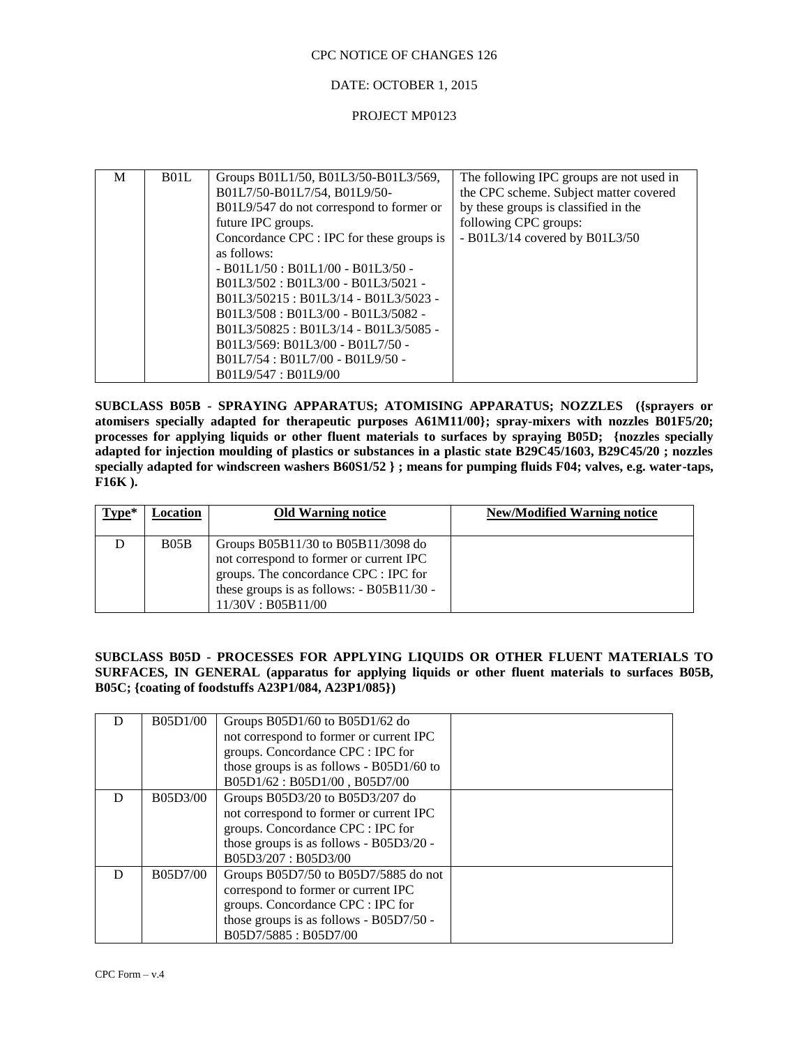| M | B01L | Groups B01L1/50, B01L3/50-B01L3/569, B01L7/50-B01L7/54, B01L9/50-B01L9/547 do not correspond to former or future IPC groups. Concordance CPC : IPC for these groups is as follows: - B01L1/50 : B01L1/00 - B01L3/50 - B01L3/502 : B01L3/00 - B01L3/5021 - B01L3/50215 : B01L3/14 - B01L3/5023 - B01L3/508 : B01L3/00 - B01L3/5082 - B01L3/50825 : B01L3/14 - B01L3/5085 - B01L3/569: B01L3/00 - B01L7/50 - B01L7/54 : B01L7/00 - B01L9/50 - B01L9/547 : B01L9/00 | The following IPC groups are not used in the CPC scheme. Subject matter covered by these groups is classified in the following CPC groups: - B01L3/14 covered by B01L3/50 |
|---|---|---|---|

**SUBCLASS B05B - SPRAYING APPARATUS; ATOMISING APPARATUS; NOZZLES ({sprayers or atomisers specially adapted for therapeutic purposes A61M11/00}; spray-mixers with nozzles B01F5/20; processes for applying liquids or other fluent materials to surfaces by spraying B05D; {nozzles specially adapted for injection moulding of plastics or substances in a plastic state B29C45/1603, B29C45/20 ; nozzles specially adapted for windscreen washers B60S1/52 } ; means for pumping fluids F04; valves, e.g. water-taps, F16K ).**

| Type* | Location | Old Warning notice | New/Modified Warning notice |
|---|---|---|---|
| D | B05B | Groups B05B11/30 to B05B11/3098 do not correspond to former or current IPC groups. The concordance CPC : IPC for these groups is as follows: - B05B11/30 - 11/30V : B05B11/00 | |

**SUBCLASS B05D - PROCESSES FOR APPLYING LIQUIDS OR OTHER FLUENT MATERIALS TO SURFACES, IN GENERAL (apparatus for applying liquids or other fluent materials to surfaces B05B, B05C; {coating of foodstuffs A23P1/084, A23P1/085})**

| D | B05D1/00 | Groups B05D1/60 to B05D1/62 do not correspond to former or current IPC groups. Concordance CPC : IPC for those groups is as follows - B05D1/60 to B05D1/62 : B05D1/00 , B05D7/00 | |
|---|---|---|---|
| D | B05D3/00 | Groups B05D3/20 to B05D3/207 do not correspond to former or current IPC groups. Concordance CPC : IPC for those groups is as follows - B05D3/20 - B05D3/207 : B05D3/00 | |
| D | B05D7/00 | Groups B05D7/50 to B05D7/5885 do not correspond to former or current IPC groups. Concordance CPC : IPC for those groups is as follows - B05D7/50 - B05D7/5885 : B05D7/00 | |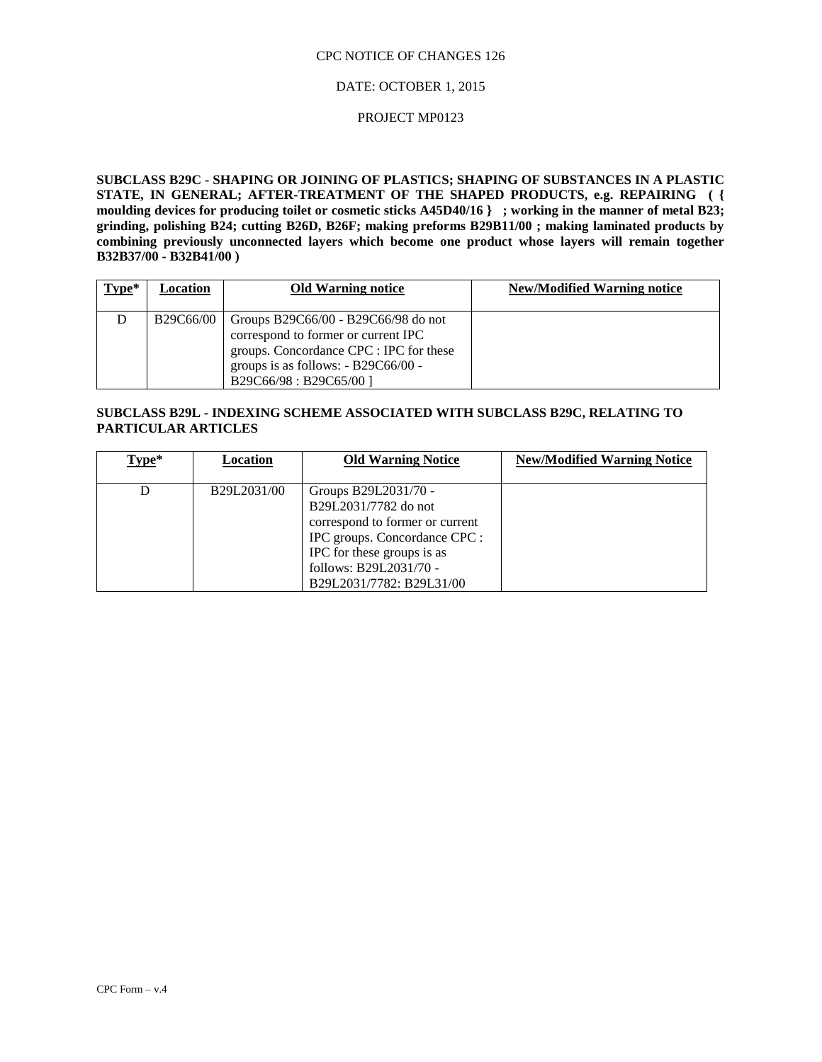CPC NOTICE OF CHANGES 126

DATE: OCTOBER 1, 2015

PROJECT MP0123

**SUBCLASS B29C - SHAPING OR JOINING OF PLASTICS; SHAPING OF SUBSTANCES IN A PLASTIC STATE, IN GENERAL; AFTER-TREATMENT OF THE SHAPED PRODUCTS, e.g. REPAIRING ( { moulding devices for producing toilet or cosmetic sticks A45D40/16 } ; working in the manner of metal B23; grinding, polishing B24; cutting B26D, B26F; making preforms B29B11/00 ; making laminated products by combining previously unconnected layers which become one product whose layers will remain together B32B37/00 - B32B41/00 )**

| Type* | Location | Old Warning notice | New/Modified Warning notice |
|---|---|---|---|
| D | B29C66/00 | Groups B29C66/00 - B29C66/98 do not correspond to former or current IPC groups. Concordance CPC : IPC for these groups is as follows: - B29C66/00 - B29C66/98 : B29C65/00 ] | |

**SUBCLASS B29L - INDEXING SCHEME ASSOCIATED WITH SUBCLASS B29C, RELATING TO PARTICULAR ARTICLES**

| Type* | Location | Old Warning Notice | New/Modified Warning Notice |
|---|---|---|---|
| D | B29L2031/00 | Groups B29L2031/70 - B29L2031/7782 do not correspond to former or current IPC groups. Concordance CPC : IPC for these groups is as follows: B29L2031/70 - B29L2031/7782: B29L31/00 | |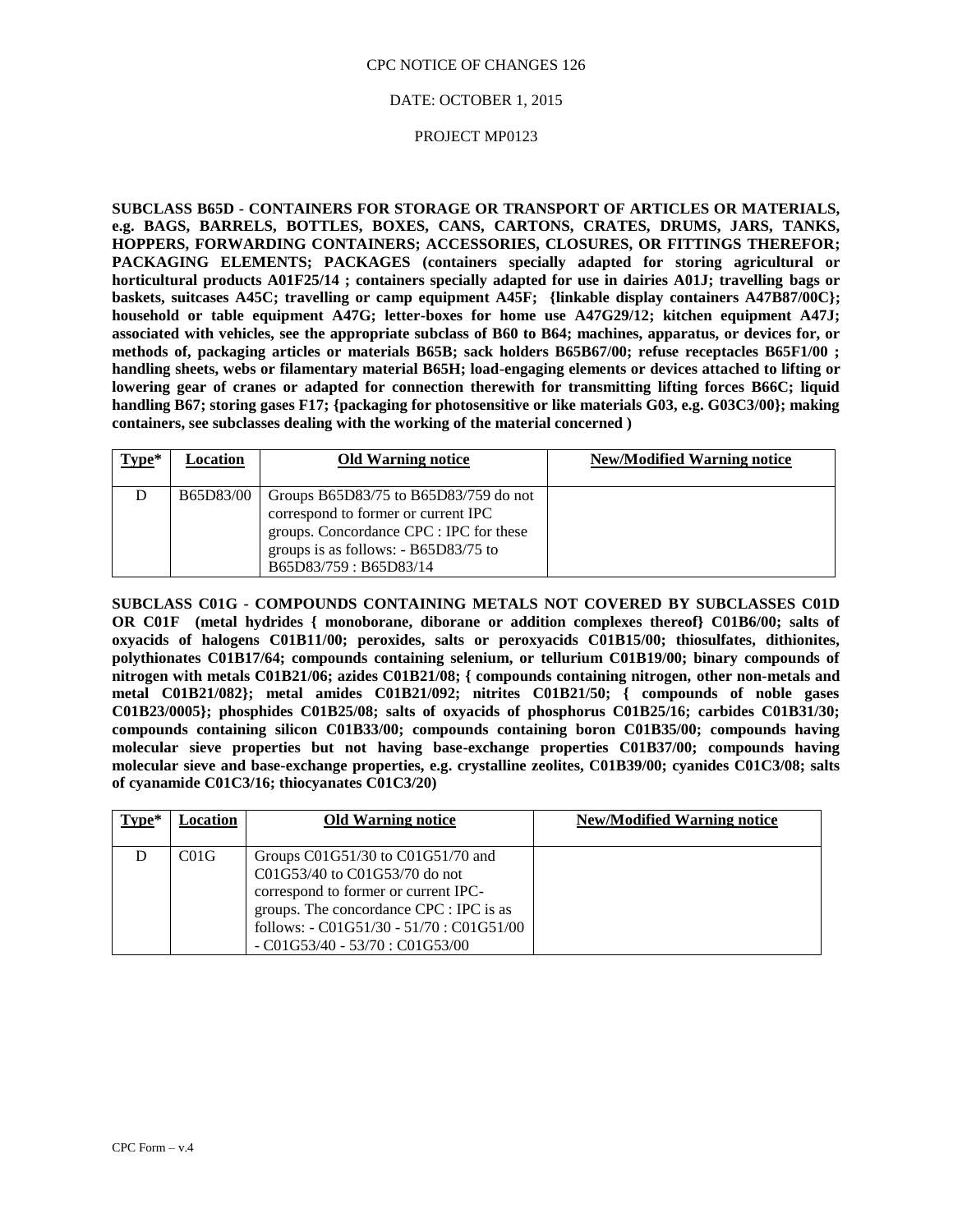CPC NOTICE OF CHANGES 126

DATE: OCTOBER 1, 2015

PROJECT MP0123

**SUBCLASS B65D - CONTAINERS FOR STORAGE OR TRANSPORT OF ARTICLES OR MATERIALS, e.g. BAGS, BARRELS, BOTTLES, BOXES, CANS, CARTONS, CRATES, DRUMS, JARS, TANKS, HOPPERS, FORWARDING CONTAINERS; ACCESSORIES, CLOSURES, OR FITTINGS THEREFOR; PACKAGING ELEMENTS; PACKAGES (containers specially adapted for storing agricultural or horticultural products A01F25/14 ; containers specially adapted for use in dairies A01J; travelling bags or baskets, suitcases A45C; travelling or camp equipment A45F; {linkable display containers A47B87/00C}; household or table equipment A47G; letter-boxes for home use A47G29/12; kitchen equipment A47J; associated with vehicles, see the appropriate subclass of B60 to B64; machines, apparatus, or devices for, or methods of, packaging articles or materials B65B; sack holders B65B67/00; refuse receptacles B65F1/00 ; handling sheets, webs or filamentary material B65H; load-engaging elements or devices attached to lifting or lowering gear of cranes or adapted for connection therewith for transmitting lifting forces B66C; liquid handling B67; storing gases F17; {packaging for photosensitive or like materials G03, e.g. G03C3/00}; making containers, see subclasses dealing with the working of the material concerned )**

| Type* | Location | Old Warning notice | New/Modified Warning notice |
|---|---|---|---|
| D | B65D83/00 | Groups B65D83/75 to B65D83/759 do not correspond to former or current IPC groups. Concordance CPC : IPC for these groups is as follows: - B65D83/75 to B65D83/759 : B65D83/14 | |

**SUBCLASS C01G - COMPOUNDS CONTAINING METALS NOT COVERED BY SUBCLASSES C01D OR C01F (metal hydrides { monoborane, diborane or addition complexes thereof} C01B6/00; salts of oxyacids of halogens C01B11/00; peroxides, salts or peroxyacids C01B15/00; thiosulfates, dithionites, polythionates C01B17/64; compounds containing selenium, or tellurium C01B19/00; binary compounds of nitrogen with metals C01B21/06; azides C01B21/08; { compounds containing nitrogen, other non-metals and metal C01B21/082}; metal amides C01B21/092; nitrites C01B21/50; { compounds of noble gases C01B23/0005}; phosphides C01B25/08; salts of oxyacids of phosphorus C01B25/16; carbides C01B31/30; compounds containing silicon C01B33/00; compounds containing boron C01B35/00; compounds having molecular sieve properties but not having base-exchange properties C01B37/00; compounds having molecular sieve and base-exchange properties, e.g. crystalline zeolites, C01B39/00; cyanides C01C3/08; salts of cyanamide C01C3/16; thiocyanates C01C3/20)**

| Type* | Location | Old Warning notice | New/Modified Warning notice |
|---|---|---|---|
| D | C01G | Groups C01G51/30 to C01G51/70 and C01G53/40 to C01G53/70 do not correspond to former or current IPC-groups. The concordance CPC : IPC is as follows: - C01G51/30 - 51/70 : C01G51/00 - C01G53/40 - 53/70 : C01G53/00 | |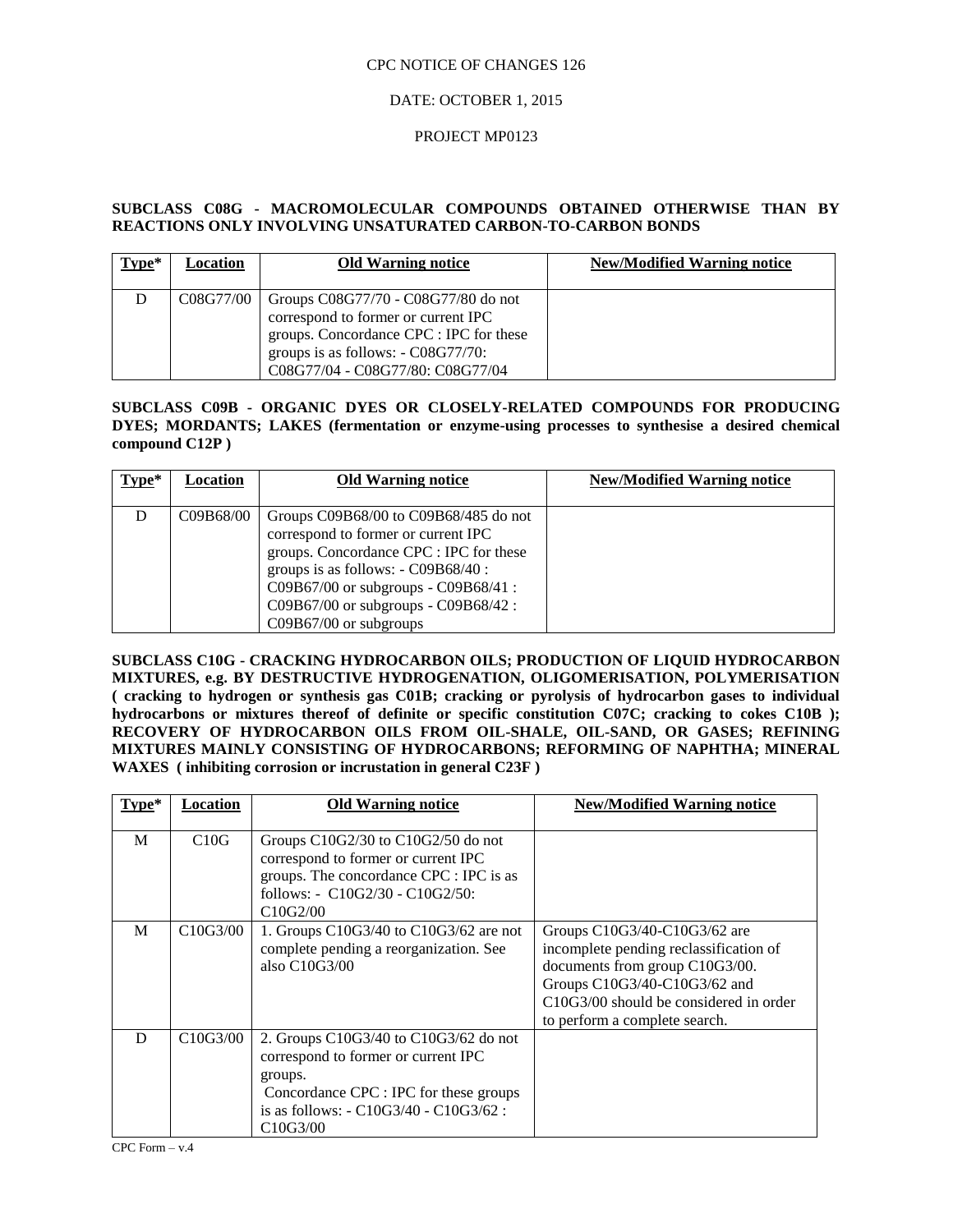CPC NOTICE OF CHANGES 126

DATE: OCTOBER 1, 2015

PROJECT MP0123

**SUBCLASS C08G - MACROMOLECULAR COMPOUNDS OBTAINED OTHERWISE THAN BY REACTIONS ONLY INVOLVING UNSATURATED CARBON-TO-CARBON BONDS**

| Type* | Location | Old Warning notice | New/Modified Warning notice |
|---|---|---|---|
| D | C08G77/00 | Groups C08G77/70 - C08G77/80 do not correspond to former or current IPC groups. Concordance CPC : IPC for these groups is as follows: - C08G77/70: C08G77/04 - C08G77/80: C08G77/04 | |

**SUBCLASS C09B - ORGANIC DYES OR CLOSELY-RELATED COMPOUNDS FOR PRODUCING DYES; MORDANTS; LAKES (fermentation or enzyme-using processes to synthesise a desired chemical compound C12P )**

| Type* | Location | Old Warning notice | New/Modified Warning notice |
|---|---|---|---|
| D | C09B68/00 | Groups C09B68/00 to C09B68/485 do not correspond to former or current IPC groups. Concordance CPC : IPC for these groups is as follows: - C09B68/40 : C09B67/00 or subgroups - C09B68/41 : C09B67/00 or subgroups - C09B68/42 : C09B67/00 or subgroups | |

**SUBCLASS C10G - CRACKING HYDROCARBON OILS; PRODUCTION OF LIQUID HYDROCARBON MIXTURES, e.g. BY DESTRUCTIVE HYDROGENATION, OLIGOMERISATION, POLYMERISATION ( cracking to hydrogen or synthesis gas C01B; cracking or pyrolysis of hydrocarbon gases to individual hydrocarbons or mixtures thereof of definite or specific constitution C07C; cracking to cokes C10B ); RECOVERY OF HYDROCARBON OILS FROM OIL-SHALE, OIL-SAND, OR GASES; REFINING MIXTURES MAINLY CONSISTING OF HYDROCARBONS; REFORMING OF NAPHTHA; MINERAL WAXES ( inhibiting corrosion or incrustation in general C23F )**

| Type* | Location | Old Warning notice | New/Modified Warning notice |
|---|---|---|---|
| M | C10G | Groups C10G2/30 to C10G2/50 do not correspond to former or current IPC groups. The concordance CPC : IPC is as follows: - C10G2/30 - C10G2/50: C10G2/00 | |
| M | C10G3/00 | 1. Groups C10G3/40 to C10G3/62 are not complete pending a reorganization. See also C10G3/00 | Groups C10G3/40-C10G3/62 are incomplete pending reclassification of documents from group C10G3/00. Groups C10G3/40-C10G3/62 and C10G3/00 should be considered in order to perform a complete search. |
| D | C10G3/00 | 2. Groups C10G3/40 to C10G3/62 do not correspond to former or current IPC groups. Concordance CPC : IPC for these groups is as follows: - C10G3/40 - C10G3/62 : C10G3/00 | |

CPC Form – v.4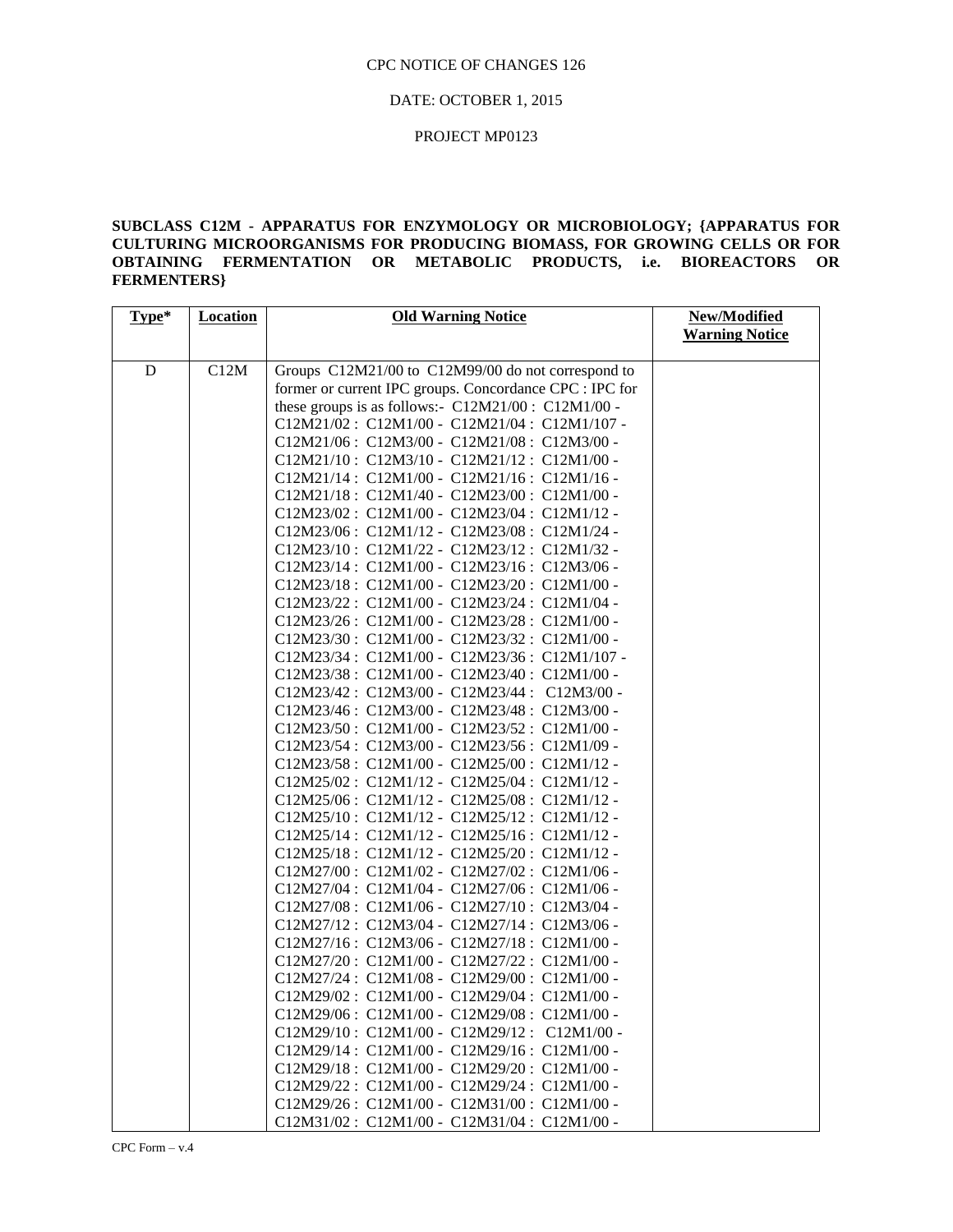CPC NOTICE OF CHANGES 126

DATE: OCTOBER 1, 2015

PROJECT MP0123

**SUBCLASS C12M - APPARATUS FOR ENZYMOLOGY OR MICROBIOLOGY; {APPARATUS FOR CULTURING MICROORGANISMS FOR PRODUCING BIOMASS, FOR GROWING CELLS OR FOR OBTAINING FERMENTATION OR METABOLIC PRODUCTS, i.e. BIOREACTORS OR FERMENTERS}**

| Type* | Location | Old Warning Notice | New/Modified Warning Notice |
|---|---|---|---|
| D | C12M | Groups C12M21/00 to C12M99/00 do not correspond to former or current IPC groups. Concordance CPC : IPC for these groups is as follows:- C12M21/00 : C12M1/00 - C12M21/02 : C12M1/00 - C12M21/04 : C12M1/107 - C12M21/06 : C12M3/00 - C12M21/08 : C12M3/00 - C12M21/10 : C12M3/10 - C12M21/12 : C12M1/00 - C12M21/14 : C12M1/00 - C12M21/16 : C12M1/16 - C12M21/18 : C12M1/40 - C12M23/00 : C12M1/00 - C12M23/02 : C12M1/00 - C12M23/04 : C12M1/12 - C12M23/06 : C12M1/12 - C12M23/08 : C12M1/24 - C12M23/10 : C12M1/22 - C12M23/12 : C12M1/32 - C12M23/14 : C12M1/00 - C12M23/16 : C12M3/06 - C12M23/18 : C12M1/00 - C12M23/20 : C12M1/00 - C12M23/22 : C12M1/00 - C12M23/24 : C12M1/04 - C12M23/26 : C12M1/00 - C12M23/28 : C12M1/00 - C12M23/30 : C12M1/00 - C12M23/32 : C12M1/00 - C12M23/34 : C12M1/00 - C12M23/36 : C12M1/107 - C12M23/38 : C12M1/00 - C12M23/40 : C12M1/00 - C12M23/42 : C12M3/00 - C12M23/44 : C12M3/00 - C12M23/46 : C12M3/00 - C12M23/48 : C12M3/00 - C12M23/50 : C12M1/00 - C12M23/52 : C12M1/00 - C12M23/54 : C12M3/00 - C12M23/56 : C12M1/09 - C12M23/58 : C12M1/00 - C12M25/00 : C12M1/12 - C12M25/02 : C12M1/12 - C12M25/04 : C12M1/12 - C12M25/06 : C12M1/12 - C12M25/08 : C12M1/12 - C12M25/10 : C12M1/12 - C12M25/12 : C12M1/12 - C12M25/14 : C12M1/12 - C12M25/16 : C12M1/12 - C12M25/18 : C12M1/12 - C12M25/20 : C12M1/12 - C12M27/00 : C12M1/02 - C12M27/02 : C12M1/06 - C12M27/04 : C12M1/04 - C12M27/06 : C12M1/06 - C12M27/08 : C12M1/06 - C12M27/10 : C12M3/04 - C12M27/12 : C12M3/04 - C12M27/14 : C12M3/06 - C12M27/16 : C12M3/06 - C12M27/18 : C12M1/00 - C12M27/20 : C12M1/00 - C12M27/22 : C12M1/00 - C12M27/24 : C12M1/08 - C12M29/00 : C12M1/00 - C12M29/02 : C12M1/00 - C12M29/04 : C12M1/00 - C12M29/06 : C12M1/00 - C12M29/08 : C12M1/00 - C12M29/10 : C12M1/00 - C12M29/12 : C12M1/00 - C12M29/14 : C12M1/00 - C12M29/16 : C12M1/00 - C12M29/18 : C12M1/00 - C12M29/20 : C12M1/00 - C12M29/22 : C12M1/00 - C12M29/24 : C12M1/00 - C12M29/26 : C12M1/00 - C12M31/00 : C12M1/00 - C12M31/02 : C12M1/00 - C12M31/04 : C12M1/00 - | |

CPC Form – v.4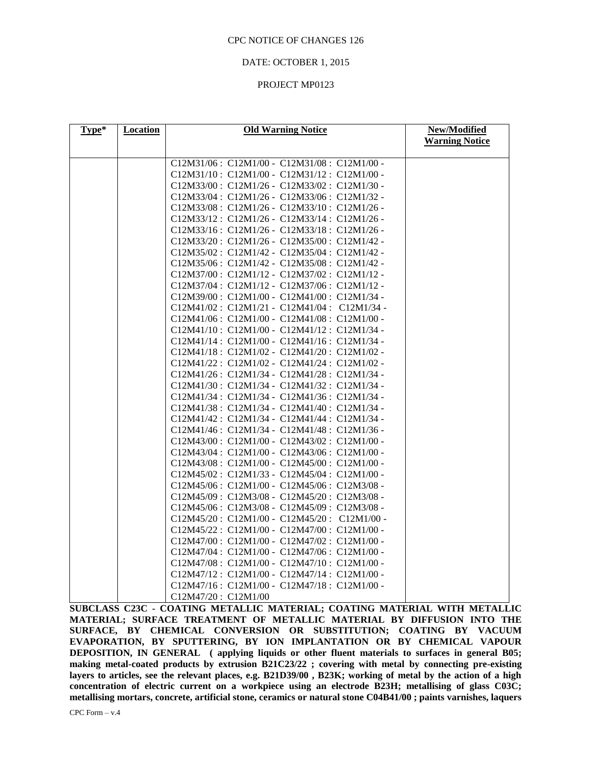CPC NOTICE OF CHANGES 126

DATE: OCTOBER 1, 2015

PROJECT MP0123

| Type* | Location | Old Warning Notice | New/Modified Warning Notice |
|---|---|---|---|
| | | C12M31/06 : C12M1/00 - C12M31/08 : C12M1/00 - C12M31/10 : C12M1/00 - C12M31/12 : C12M1/00 - C12M33/00 : C12M1/26 - C12M33/02 : C12M1/30 - C12M33/04 : C12M1/26 - C12M33/06 : C12M1/32 - C12M33/08 : C12M1/26 - C12M33/10 : C12M1/26 - C12M33/12 : C12M1/26 - C12M33/14 : C12M1/26 - C12M33/16 : C12M1/26 - C12M33/18 : C12M1/26 - C12M33/20 : C12M1/26 - C12M35/00 : C12M1/42 - C12M35/02 : C12M1/42 - C12M35/04 : C12M1/42 - C12M35/06 : C12M1/42 - C12M35/08 : C12M1/42 - C12M37/00 : C12M1/12 - C12M37/02 : C12M1/12 - C12M37/04 : C12M1/12 - C12M37/06 : C12M1/12 - C12M39/00 : C12M1/00 - C12M41/00 : C12M1/34 - C12M41/02 : C12M1/21 - C12M41/04 : C12M1/34 - C12M41/06 : C12M1/00 - C12M41/08 : C12M1/00 - C12M41/10 : C12M1/00 - C12M41/12 : C12M1/34 - C12M41/14 : C12M1/00 - C12M41/16 : C12M1/34 - C12M41/18 : C12M1/02 - C12M41/20 : C12M1/02 - C12M41/22 : C12M1/02 - C12M41/24 : C12M1/02 - C12M41/26 : C12M1/34 - C12M41/28 : C12M1/34 - C12M41/30 : C12M1/34 - C12M41/32 : C12M1/34 - C12M41/34 : C12M1/34 - C12M41/36 : C12M1/34 - C12M41/38 : C12M1/34 - C12M41/40 : C12M1/34 - C12M41/42 : C12M1/34 - C12M41/44 : C12M1/34 - C12M41/46 : C12M1/34 - C12M41/48 : C12M1/36 - C12M43/00 : C12M1/00 - C12M43/02 : C12M1/00 - C12M43/04 : C12M1/00 - C12M43/06 : C12M1/00 - C12M43/08 : C12M1/00 - C12M45/00 : C12M1/00 - C12M45/02 : C12M1/33 - C12M45/04 : C12M1/00 - C12M45/06 : C12M1/00 - C12M45/06 : C12M3/08 - C12M45/09 : C12M3/08 - C12M45/20 : C12M3/08 - C12M45/06 : C12M3/08 - C12M45/09 : C12M3/08 - C12M45/20 : C12M1/00 - C12M45/20 : C12M1/00 - C12M45/22 : C12M1/00 - C12M47/00 : C12M1/00 - C12M47/00 : C12M1/00 - C12M47/02 : C12M1/00 - C12M47/04 : C12M1/00 - C12M47/06 : C12M1/00 - C12M47/08 : C12M1/00 - C12M47/10 : C12M1/00 - C12M47/12 : C12M1/00 - C12M47/14 : C12M1/00 - C12M47/16 : C12M1/00 - C12M47/18 : C12M1/00 - C12M47/20 : C12M1/00 | |

**SUBCLASS C23C - COATING METALLIC MATERIAL; COATING MATERIAL WITH METALLIC MATERIAL; SURFACE TREATMENT OF METALLIC MATERIAL BY DIFFUSION INTO THE SURFACE, BY CHEMICAL CONVERSION OR SUBSTITUTION; COATING BY VACUUM EVAPORATION, BY SPUTTERING, BY ION IMPLANTATION OR BY CHEMICAL VAPOUR DEPOSITION, IN GENERAL ( applying liquids or other fluent materials to surfaces in general B05; making metal-coated products by extrusion B21C23/22 ; covering with metal by connecting pre-existing layers to articles, see the relevant places, e.g. B21D39/00 , B23K; working of metal by the action of a high concentration of electric current on a workpiece using an electrode B23H; metallising of glass C03C; metallising mortars, concrete, artificial stone, ceramics or natural stone C04B41/00 ; paints varnishes, laquers**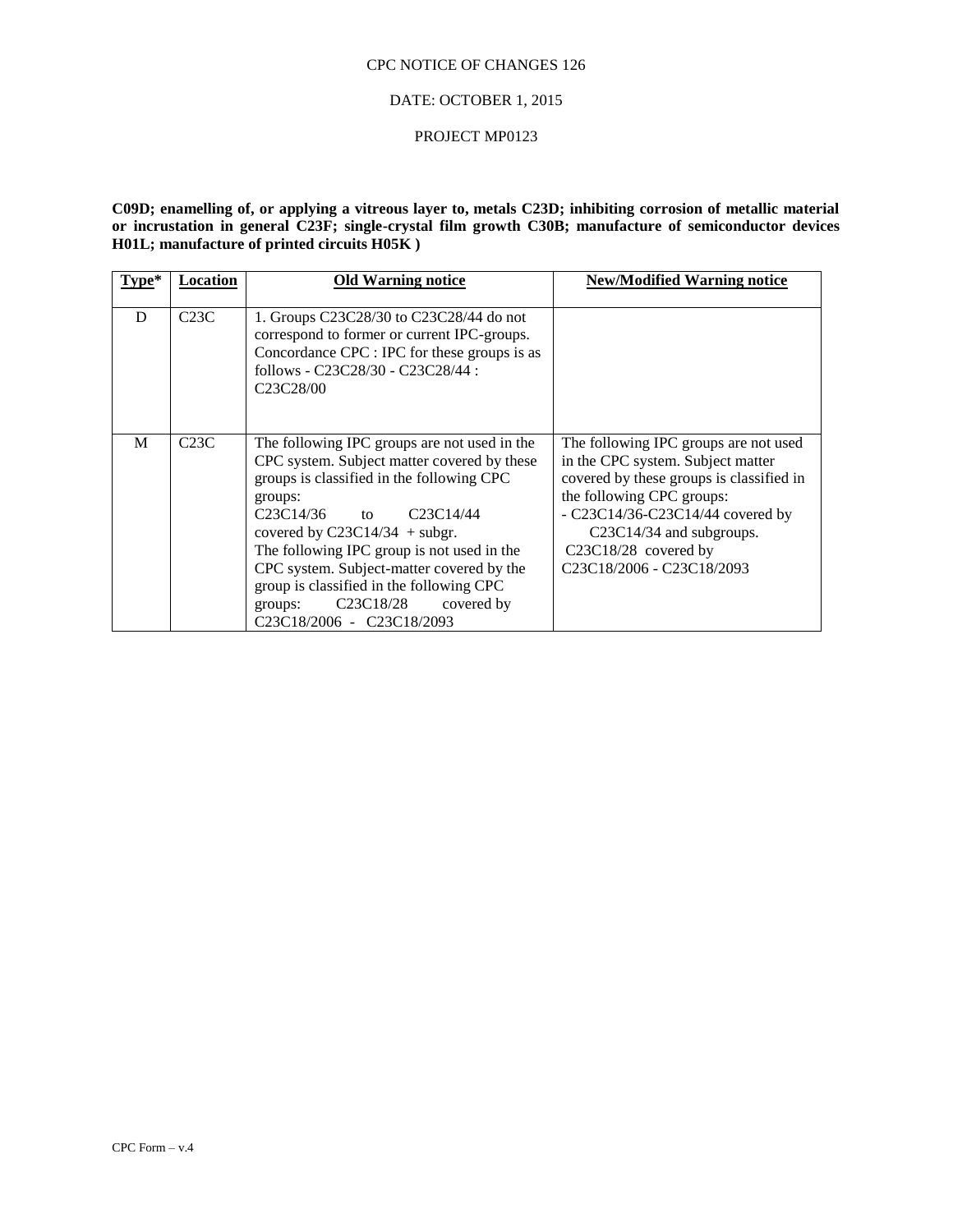CPC NOTICE OF CHANGES 126

DATE: OCTOBER 1, 2015

PROJECT MP0123

**C09D; enamelling of, or applying a vitreous layer to, metals C23D; inhibiting corrosion of metallic material or incrustation in general C23F; single-crystal film growth C30B; manufacture of semiconductor devices H01L; manufacture of printed circuits H05K )**

| Type* | Location | Old Warning notice | New/Modified Warning notice |
|---|---|---|---|
| D | C23C | 1. Groups C23C28/30 to C23C28/44 do not correspond to former or current IPC-groups. Concordance CPC : IPC for these groups is as follows - C23C28/30 - C23C28/44 : C23C28/00 | |
| M | C23C | The following IPC groups are not used in the CPC system. Subject matter covered by these groups is classified in the following CPC groups: C23C14/36 to C23C14/44 covered by C23C14/34 + subgr. The following IPC group is not used in the CPC system. Subject-matter covered by the group is classified in the following CPC groups: C23C18/28 covered by C23C18/2006 - C23C18/2093 | The following IPC groups are not used in the CPC system. Subject matter covered by these groups is classified in the following CPC groups: - C23C14/36-C23C14/44 covered by C23C14/34 and subgroups. C23C18/28 covered by C23C18/2006 - C23C18/2093 |

CPC Form – v.4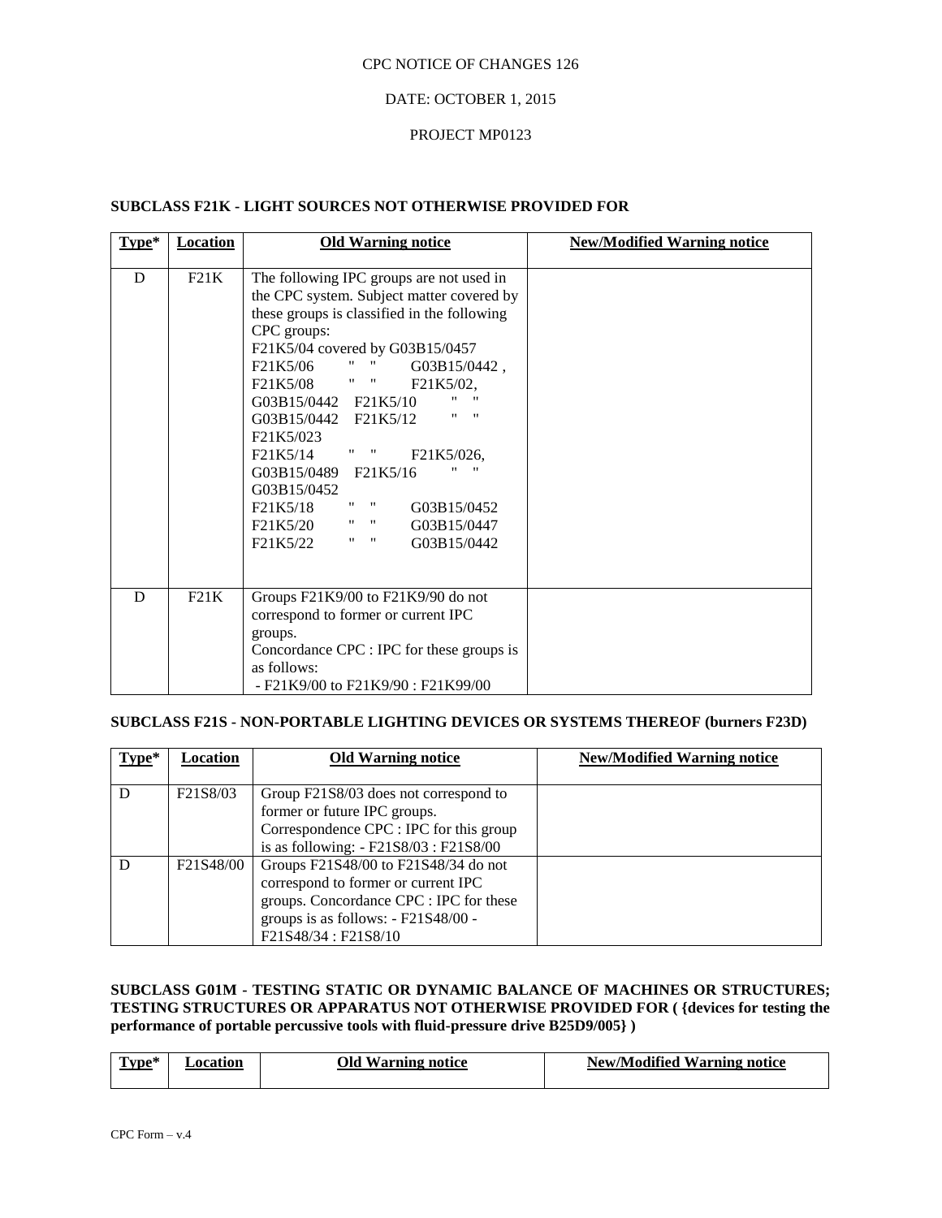CPC NOTICE OF CHANGES 126

DATE: OCTOBER 1, 2015

PROJECT MP0123

### SUBCLASS F21K - LIGHT SOURCES NOT OTHERWISE PROVIDED FOR

| Type* | Location | Old Warning notice | New/Modified Warning notice |
|---|---|---|---|
| D | F21K | The following IPC groups are not used in the CPC system. Subject matter covered by these groups is classified in the following CPC groups:<br>F21K5/04 covered by G03B15/0457<br>F21K5/06 " " G03B15/0442 ,<br>F21K5/08 " " F21K5/02,<br>G03B15/0442 F21K5/10 " "<br>G03B15/0442 F21K5/12 " "<br>F21K5/023<br>F21K5/14 " " F21K5/026,<br>G03B15/0489 F21K5/16 " "<br>G03B15/0452<br>F21K5/18 " " G03B15/0452<br>F21K5/20 " " G03B15/0447<br>F21K5/22 " " G03B15/0442 | |
| D | F21K | Groups F21K9/00 to F21K9/90 do not correspond to former or current IPC groups.<br>Concordance CPC : IPC for these groups is as follows:<br>- F21K9/00 to F21K9/90 : F21K99/00 | |

### SUBCLASS F21S - NON-PORTABLE LIGHTING DEVICES OR SYSTEMS THEREOF (burners F23D)

| Type* | Location | Old Warning notice | New/Modified Warning notice |
|---|---|---|---|
| D | F21S8/03 | Group F21S8/03 does not correspond to former or future IPC groups.<br>Correspondence CPC : IPC for this group is as following: - F21S8/03 : F21S8/00 | |
| D | F21S48/00 | Groups F21S48/00 to F21S48/34 do not correspond to former or current IPC groups. Concordance CPC : IPC for these groups is as follows: - F21S48/00 - F21S48/34 : F21S8/10 | |

### SUBCLASS G01M - TESTING STATIC OR DYNAMIC BALANCE OF MACHINES OR STRUCTURES; TESTING STRUCTURES OR APPARATUS NOT OTHERWISE PROVIDED FOR ( {devices for testing the performance of portable percussive tools with fluid-pressure drive B25D9/005} )

| Type* | Location | Old Warning notice | New/Modified Warning notice |
|---|---|---|---|

CPC Form – v.4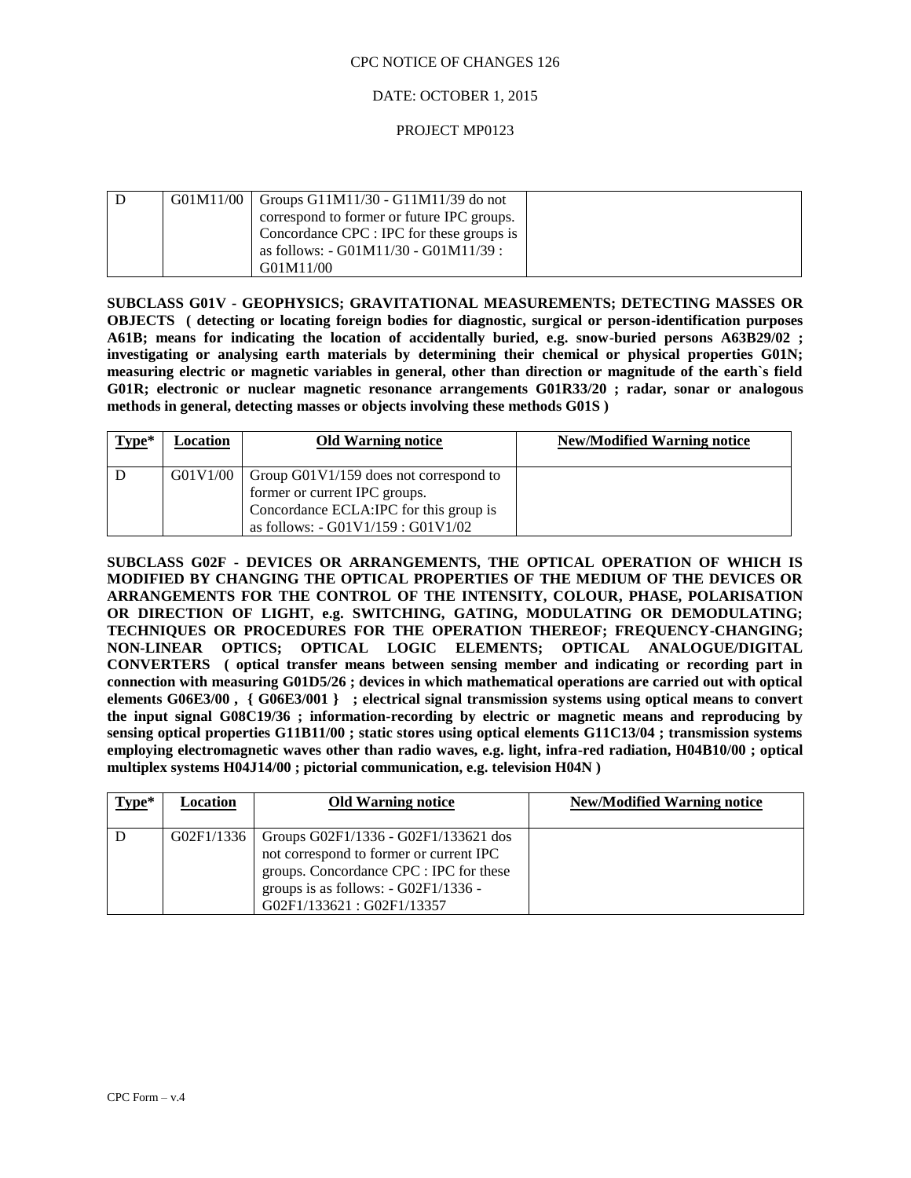CPC NOTICE OF CHANGES 126

DATE: OCTOBER 1, 2015

PROJECT MP0123

| D | G01M11/00 | Groups G11M11/30 - G11M11/39 do not correspond to former or future IPC groups. Concordance CPC : IPC for these groups is as follows: - G01M11/30 - G01M11/39 : G01M11/00 | |
|---|---|---|---|

**SUBCLASS G01V - GEOPHYSICS; GRAVITATIONAL MEASUREMENTS; DETECTING MASSES OR OBJECTS ( detecting or locating foreign bodies for diagnostic, surgical or person-identification purposes A61B; means for indicating the location of accidentally buried, e.g. snow-buried persons A63B29/02 ; investigating or analysing earth materials by determining their chemical or physical properties G01N; measuring electric or magnetic variables in general, other than direction or magnitude of the earth`s field G01R; electronic or nuclear magnetic resonance arrangements G01R33/20 ; radar, sonar or analogous methods in general, detecting masses or objects involving these methods G01S )**

| Type* | Location | Old Warning notice | New/Modified Warning notice |
|---|---|---|---|
| D | G01V1/00 | Group G01V1/159 does not correspond to former or current IPC groups. Concordance ECLA:IPC for this group is as follows: - G01V1/159 : G01V1/02 | |

**SUBCLASS G02F - DEVICES OR ARRANGEMENTS, THE OPTICAL OPERATION OF WHICH IS MODIFIED BY CHANGING THE OPTICAL PROPERTIES OF THE MEDIUM OF THE DEVICES OR ARRANGEMENTS FOR THE CONTROL OF THE INTENSITY, COLOUR, PHASE, POLARISATION OR DIRECTION OF LIGHT, e.g. SWITCHING, GATING, MODULATING OR DEMODULATING; TECHNIQUES OR PROCEDURES FOR THE OPERATION THEREOF; FREQUENCY-CHANGING; NON-LINEAR OPTICS; OPTICAL LOGIC ELEMENTS; OPTICAL ANALOGUE/DIGITAL CONVERTERS ( optical transfer means between sensing member and indicating or recording part in connection with measuring G01D5/26 ; devices in which mathematical operations are carried out with optical elements G06E3/00 , { G06E3/001 } ; electrical signal transmission systems using optical means to convert the input signal G08C19/36 ; information-recording by electric or magnetic means and reproducing by sensing optical properties G11B11/00 ; static stores using optical elements G11C13/04 ; transmission systems employing electromagnetic waves other than radio waves, e.g. light, infra-red radiation, H04B10/00 ; optical multiplex systems H04J14/00 ; pictorial communication, e.g. television H04N )**

| Type* | Location | Old Warning notice | New/Modified Warning notice |
|---|---|---|---|
| D | G02F1/1336 | Groups G02F1/1336 - G02F1/133621 dos not correspond to former or current IPC groups. Concordance CPC : IPC for these groups is as follows: - G02F1/1336 - G02F1/133621 : G02F1/13357 | |

CPC Form – v.4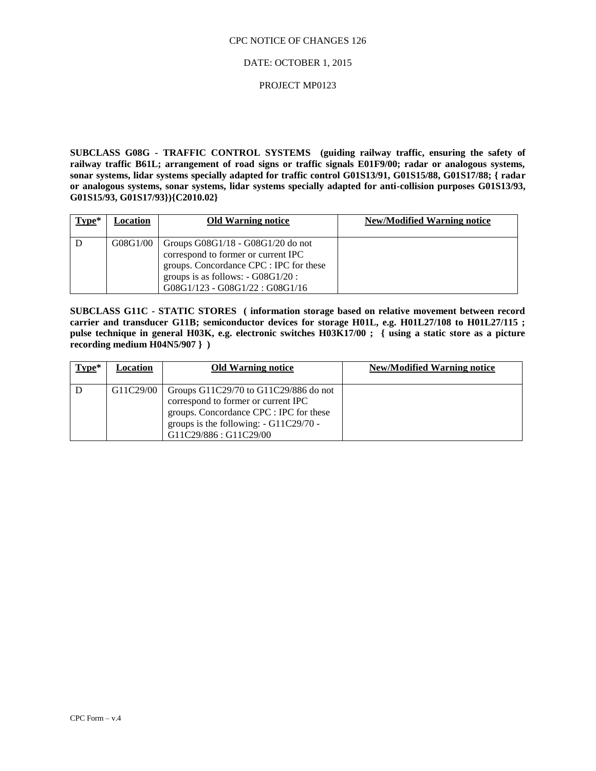CPC NOTICE OF CHANGES 126

DATE: OCTOBER 1, 2015

PROJECT MP0123

**SUBCLASS G08G - TRAFFIC CONTROL SYSTEMS (guiding railway traffic, ensuring the safety of railway traffic B61L; arrangement of road signs or traffic signals E01F9/00; radar or analogous systems, sonar systems, lidar systems specially adapted for traffic control G01S13/91, G01S15/88, G01S17/88; { radar or analogous systems, sonar systems, lidar systems specially adapted for anti-collision purposes G01S13/93, G01S15/93, G01S17/93}){C2010.02}**

| Type* | Location | Old Warning notice | New/Modified Warning notice |
|---|---|---|---|
| D | G08G1/00 | Groups G08G1/18 - G08G1/20 do not correspond to former or current IPC groups. Concordance CPC : IPC for these groups is as follows: - G08G1/20 : G08G1/123 - G08G1/22 : G08G1/16 | |

**SUBCLASS G11C - STATIC STORES ( information storage based on relative movement between record carrier and transducer G11B; semiconductor devices for storage H01L, e.g. H01L27/108 to H01L27/115 ; pulse technique in general H03K, e.g. electronic switches H03K17/00 ; { using a static store as a picture recording medium H04N5/907 } )**

| Type* | Location | Old Warning notice | New/Modified Warning notice |
|---|---|---|---|
| D | G11C29/00 | Groups G11C29/70 to G11C29/886 do not correspond to former or current IPC groups. Concordance CPC : IPC for these groups is the following: - G11C29/70 - G11C29/886 : G11C29/00 | |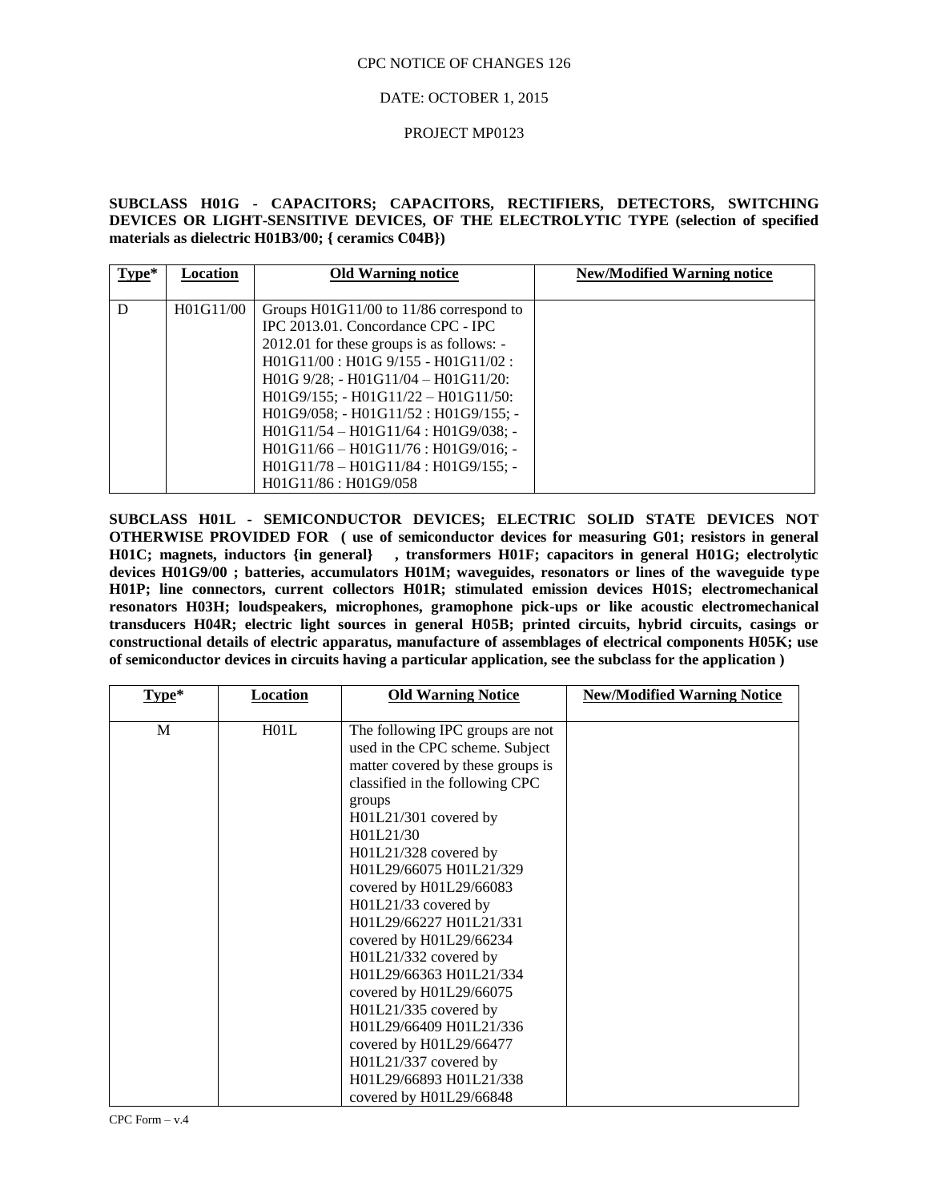CPC NOTICE OF CHANGES 126

DATE: OCTOBER 1, 2015

PROJECT MP0123

**SUBCLASS H01G - CAPACITORS; CAPACITORS, RECTIFIERS, DETECTORS, SWITCHING DEVICES OR LIGHT-SENSITIVE DEVICES, OF THE ELECTROLYTIC TYPE (selection of specified materials as dielectric H01B3/00; { ceramics C04B})**

| Type* | Location | Old Warning notice | New/Modified Warning notice |
|---|---|---|---|
| D | H01G11/00 | Groups H01G11/00 to 11/86 correspond to IPC 2013.01. Concordance CPC - IPC 2012.01 for these groups is as follows: - H01G11/00 : H01G 9/155 - H01G11/02 : H01G 9/28; - H01G11/04 – H01G11/20: H01G9/155; - H01G11/22 – H01G11/50: H01G9/058; - H01G11/52 : H01G9/155; - H01G11/54 – H01G11/64 : H01G9/038; - H01G11/66 – H01G11/76 : H01G9/016; - H01G11/78 – H01G11/84 : H01G9/155; - H01G11/86 : H01G9/058 | |

**SUBCLASS H01L - SEMICONDUCTOR DEVICES; ELECTRIC SOLID STATE DEVICES NOT OTHERWISE PROVIDED FOR ( use of semiconductor devices for measuring G01; resistors in general H01C; magnets, inductors {in general} , transformers H01F; capacitors in general H01G; electrolytic devices H01G9/00 ; batteries, accumulators H01M; waveguides, resonators or lines of the waveguide type H01P; line connectors, current collectors H01R; stimulated emission devices H01S; electromechanical resonators H03H; loudspeakers, microphones, gramophone pick-ups or like acoustic electromechanical transducers H04R; electric light sources in general H05B; printed circuits, hybrid circuits, casings or constructional details of electric apparatus, manufacture of assemblages of electrical components H05K; use of semiconductor devices in circuits having a particular application, see the subclass for the application )**

| Type* | Location | Old Warning Notice | New/Modified Warning Notice |
|---|---|---|---|
| M | H01L | The following IPC groups are not used in the CPC scheme. Subject matter covered by these groups is classified in the following CPC groups H01L21/301 covered by H01L21/30 H01L21/328 covered by H01L29/66075 H01L21/329 covered by H01L29/66083 H01L21/33 covered by H01L29/66227 H01L21/331 covered by H01L29/66234 H01L21/332 covered by H01L29/66363 H01L21/334 covered by H01L29/66075 H01L21/335 covered by H01L29/66409 H01L21/336 covered by H01L29/66477 H01L21/337 covered by H01L29/66893 H01L21/338 covered by H01L29/66848 | |

CPC Form – v.4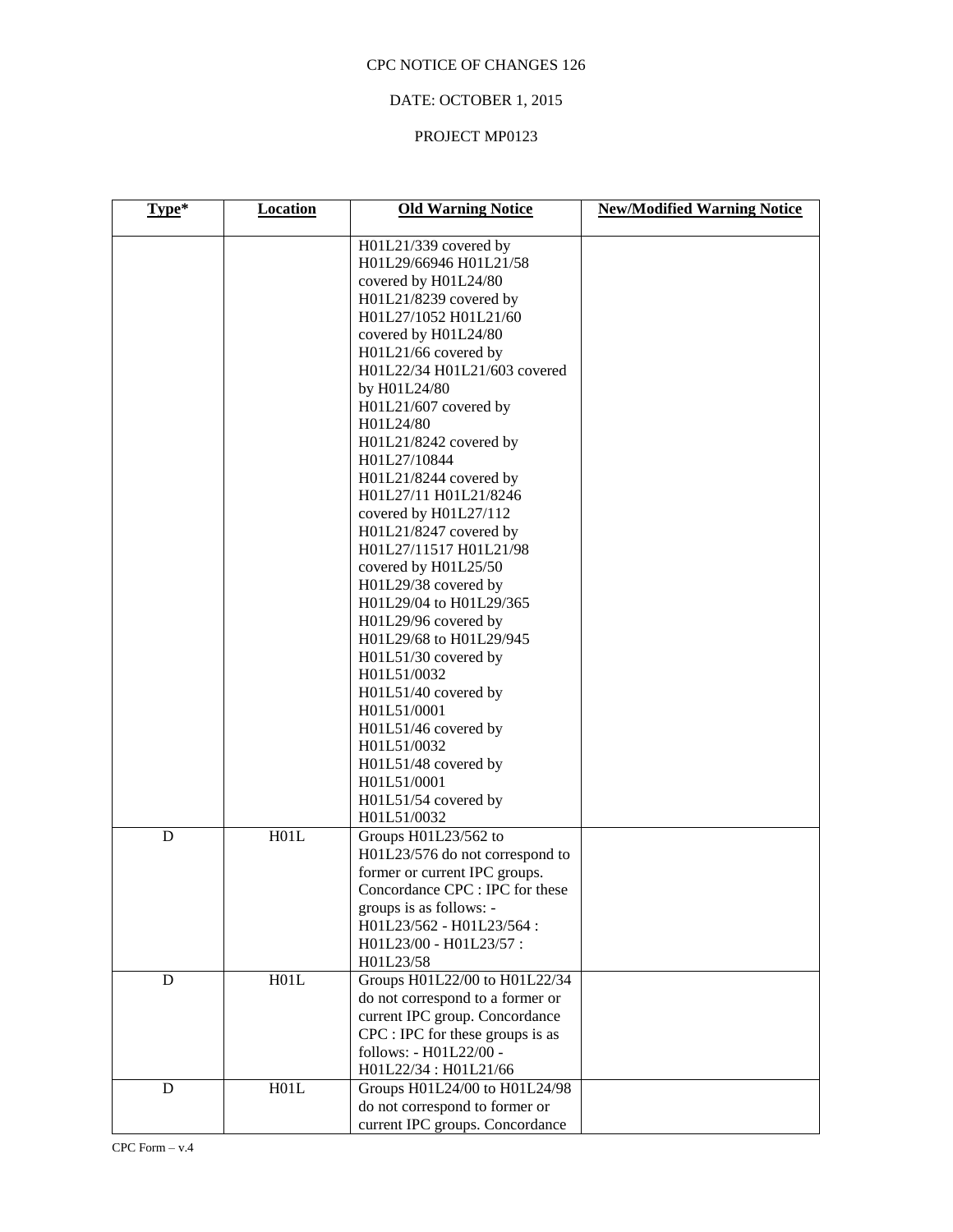CPC NOTICE OF CHANGES 126

DATE: OCTOBER 1, 2015

PROJECT MP0123

| Type* | Location | Old Warning Notice | New/Modified Warning Notice |
|---|---|---|---|
| | | H01L21/339 covered by H01L29/66946 H01L21/58 covered by H01L24/80 H01L21/8239 covered by H01L27/1052 H01L21/60 covered by H01L24/80 H01L21/66 covered by H01L22/34 H01L21/603 covered by H01L24/80 H01L21/607 covered by H01L24/80 H01L21/8242 covered by H01L27/10844 H01L21/8244 covered by H01L27/11 H01L21/8246 covered by H01L27/112 H01L21/8247 covered by H01L27/11517 H01L21/98 covered by H01L25/50 H01L29/38 covered by H01L29/04 to H01L29/365 H01L29/96 covered by H01L29/68 to H01L29/945 H01L51/30 covered by H01L51/0032 H01L51/40 covered by H01L51/0001 H01L51/46 covered by H01L51/0032 H01L51/48 covered by H01L51/0001 H01L51/54 covered by H01L51/0032 | |
| D | H01L | Groups H01L23/562 to H01L23/576 do not correspond to former or current IPC groups. Concordance CPC : IPC for these groups is as follows: - H01L23/562 - H01L23/564 : H01L23/00 - H01L23/57 : H01L23/58 | |
| D | H01L | Groups H01L22/00 to H01L22/34 do not correspond to a former or current IPC group. Concordance CPC : IPC for these groups is as follows: - H01L22/00 - H01L22/34 : H01L21/66 | |
| D | H01L | Groups H01L24/00 to H01L24/98 do not correspond to former or current IPC groups. Concordance | |

CPC Form – v.4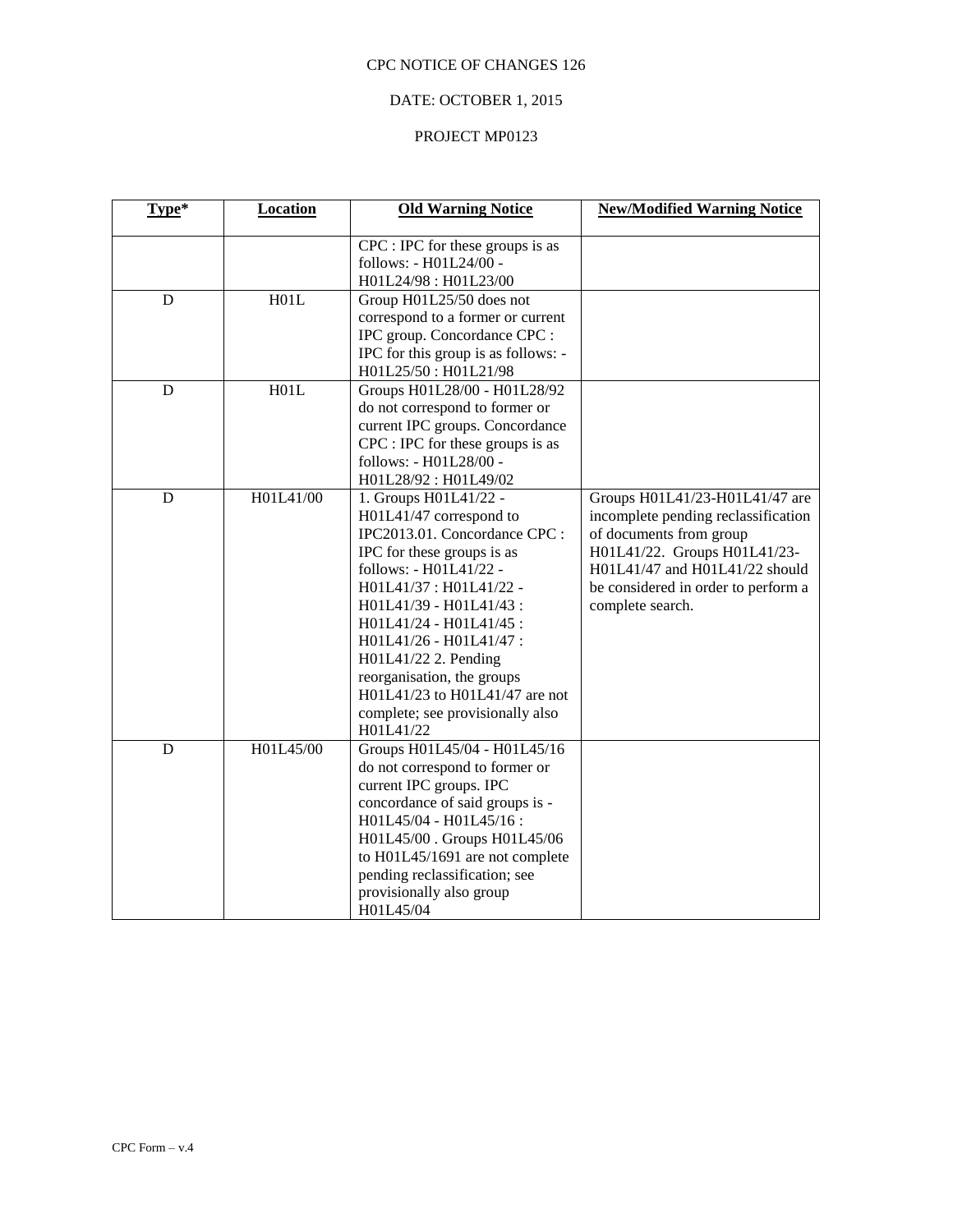CPC NOTICE OF CHANGES 126

DATE: OCTOBER 1, 2015

PROJECT MP0123

| Type* | Location | Old Warning Notice | New/Modified Warning Notice |
|---|---|---|---|
| | | CPC : IPC for these groups is as follows: - H01L24/00 - H01L24/98 : H01L23/00 | |
| D | H01L | Group H01L25/50 does not correspond to a former or current IPC group. Concordance CPC : IPC for this group is as follows: - H01L25/50 : H01L21/98 | |
| D | H01L | Groups H01L28/00 - H01L28/92 do not correspond to former or current IPC groups. Concordance CPC : IPC for these groups is as follows: - H01L28/00 - H01L28/92 : H01L49/02 | |
| D | H01L41/00 | 1. Groups H01L41/22 - H01L41/47 correspond to IPC2013.01. Concordance CPC : IPC for these groups is as follows: - H01L41/22 - H01L41/37 : H01L41/22 - H01L41/39 - H01L41/43 : H01L41/24 - H01L41/45 : H01L41/26 - H01L41/47 : H01L41/22 2. Pending reorganisation, the groups H01L41/23 to H01L41/47 are not complete; see provisionally also H01L41/22 | Groups H01L41/23-H01L41/47 are incomplete pending reclassification of documents from group H01L41/22. Groups H01L41/23-H01L41/47 and H01L41/22 should be considered in order to perform a complete search. |
| D | H01L45/00 | Groups H01L45/04 - H01L45/16 do not correspond to former or current IPC groups. IPC concordance of said groups is - H01L45/04 - H01L45/16 : H01L45/00 . Groups H01L45/06 to H01L45/1691 are not complete pending reclassification; see provisionally also group H01L45/04 | |

CPC Form – v.4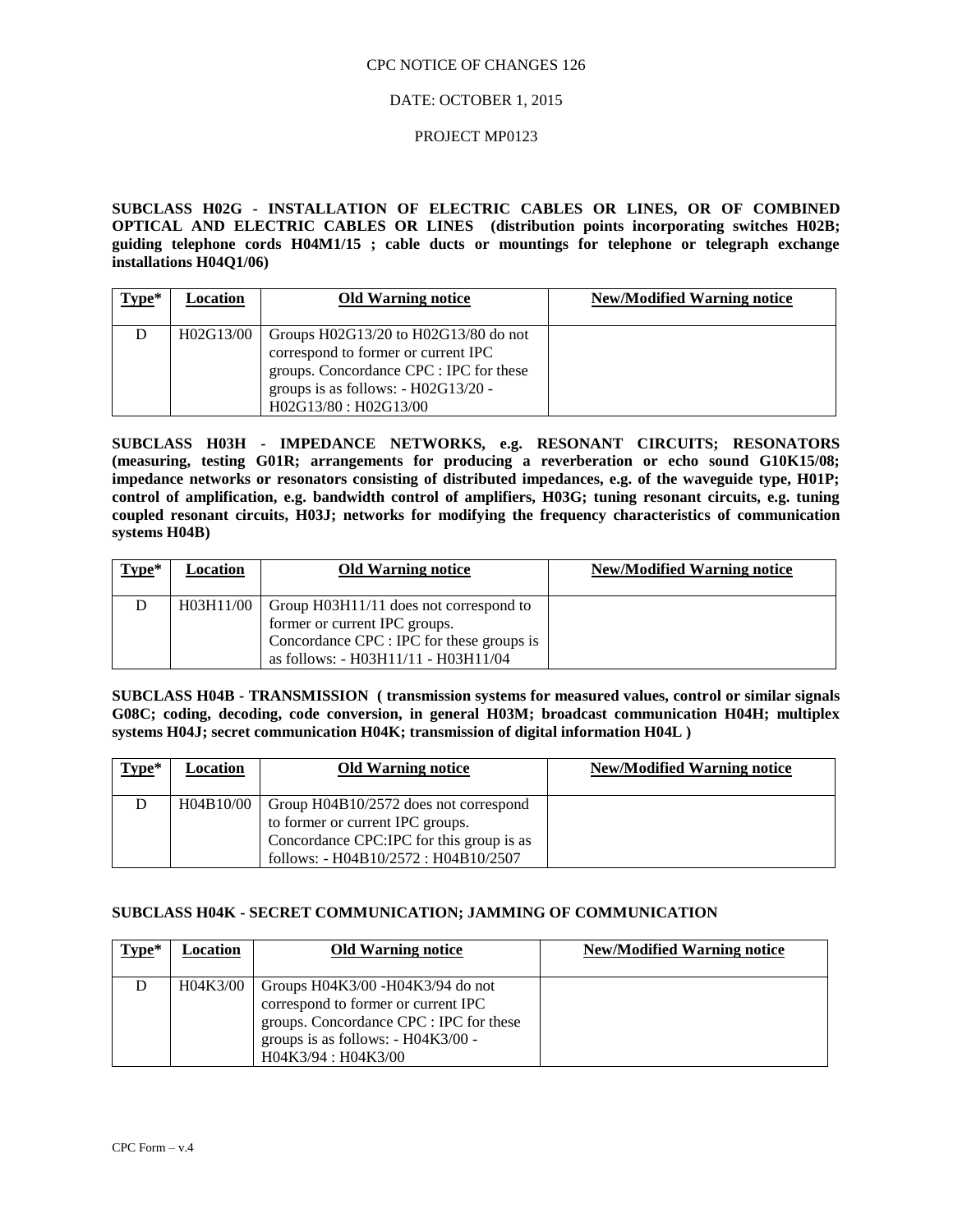CPC NOTICE OF CHANGES 126

DATE: OCTOBER 1, 2015

PROJECT MP0123

**SUBCLASS H02G - INSTALLATION OF ELECTRIC CABLES OR LINES, OR OF COMBINED OPTICAL AND ELECTRIC CABLES OR LINES (distribution points incorporating switches H02B; guiding telephone cords H04M1/15 ; cable ducts or mountings for telephone or telegraph exchange installations H04Q1/06)**

| Type* | Location | Old Warning notice | New/Modified Warning notice |
|---|---|---|---|
| D | H02G13/00 | Groups H02G13/20 to H02G13/80 do not correspond to former or current IPC groups. Concordance CPC : IPC for these groups is as follows: - H02G13/20 - H02G13/80 : H02G13/00 | |

**SUBCLASS H03H - IMPEDANCE NETWORKS, e.g. RESONANT CIRCUITS; RESONATORS (measuring, testing G01R; arrangements for producing a reverberation or echo sound G10K15/08; impedance networks or resonators consisting of distributed impedances, e.g. of the waveguide type, H01P; control of amplification, e.g. bandwidth control of amplifiers, H03G; tuning resonant circuits, e.g. tuning coupled resonant circuits, H03J; networks for modifying the frequency characteristics of communication systems H04B)**

| Type* | Location | Old Warning notice | New/Modified Warning notice |
|---|---|---|---|
| D | H03H11/00 | Group H03H11/11 does not correspond to former or current IPC groups. Concordance CPC : IPC for these groups is as follows: - H03H11/11 - H03H11/04 | |

**SUBCLASS H04B - TRANSMISSION ( transmission systems for measured values, control or similar signals G08C; coding, decoding, code conversion, in general H03M; broadcast communication H04H; multiplex systems H04J; secret communication H04K; transmission of digital information H04L )**

| Type* | Location | Old Warning notice | New/Modified Warning notice |
|---|---|---|---|
| D | H04B10/00 | Group H04B10/2572 does not correspond to former or current IPC groups. Concordance CPC:IPC for this group is as follows: - H04B10/2572 : H04B10/2507 | |

**SUBCLASS H04K - SECRET COMMUNICATION; JAMMING OF COMMUNICATION**

| Type* | Location | Old Warning notice | New/Modified Warning notice |
|---|---|---|---|
| D | H04K3/00 | Groups H04K3/00 -H04K3/94 do not correspond to former or current IPC groups. Concordance CPC : IPC for these groups is as follows: - H04K3/00 - H04K3/94 : H04K3/00 | |

CPC Form – v.4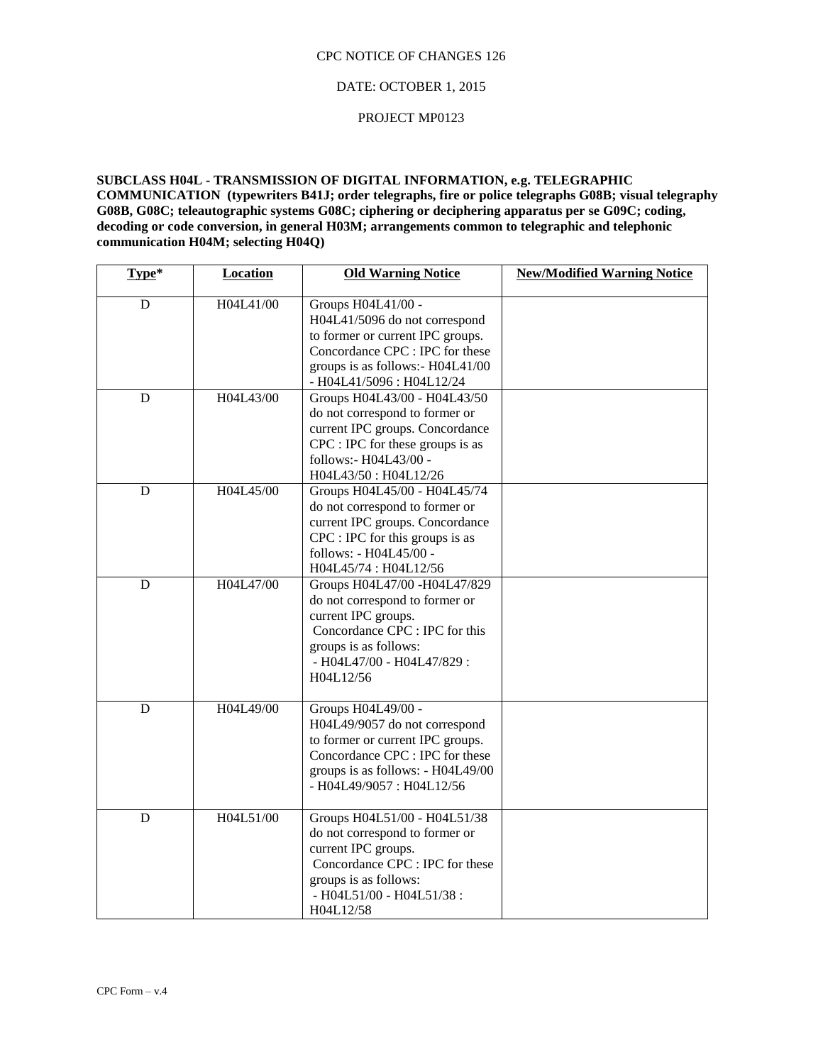CPC NOTICE OF CHANGES 126

DATE: OCTOBER 1, 2015

PROJECT MP0123

**SUBCLASS H04L - TRANSMISSION OF DIGITAL INFORMATION, e.g. TELEGRAPHIC COMMUNICATION (typewriters B41J; order telegraphs, fire or police telegraphs G08B; visual telegraphy G08B, G08C; teleautographic systems G08C; ciphering or deciphering apparatus per se G09C; coding, decoding or code conversion, in general H03M; arrangements common to telegraphic and telephonic communication H04M; selecting H04Q)**

| Type* | Location | Old Warning Notice | New/Modified Warning Notice |
|---|---|---|---|
| D | H04L41/00 | Groups H04L41/00 - H04L41/5096 do not correspond to former or current IPC groups. Concordance CPC : IPC for these groups is as follows:- H04L41/00 - H04L41/5096 : H04L12/24 | |
| D | H04L43/00 | Groups H04L43/00 - H04L43/50 do not correspond to former or current IPC groups. Concordance CPC : IPC for these groups is as follows:- H04L43/00 - H04L43/50 : H04L12/26 | |
| D | H04L45/00 | Groups H04L45/00 - H04L45/74 do not correspond to former or current IPC groups. Concordance CPC : IPC for this groups is as follows: - H04L45/00 - H04L45/74 : H04L12/56 | |
| D | H04L47/00 | Groups H04L47/00 -H04L47/829 do not correspond to former or current IPC groups. Concordance CPC : IPC for this groups is as follows: - H04L47/00 - H04L47/829 : H04L12/56 | |
| D | H04L49/00 | Groups H04L49/00 - H04L49/9057 do not correspond to former or current IPC groups. Concordance CPC : IPC for these groups is as follows: - H04L49/00 - H04L49/9057 : H04L12/56 | |
| D | H04L51/00 | Groups H04L51/00 - H04L51/38 do not correspond to former or current IPC groups. Concordance CPC : IPC for these groups is as follows: - H04L51/00 - H04L51/38 : H04L12/58 | |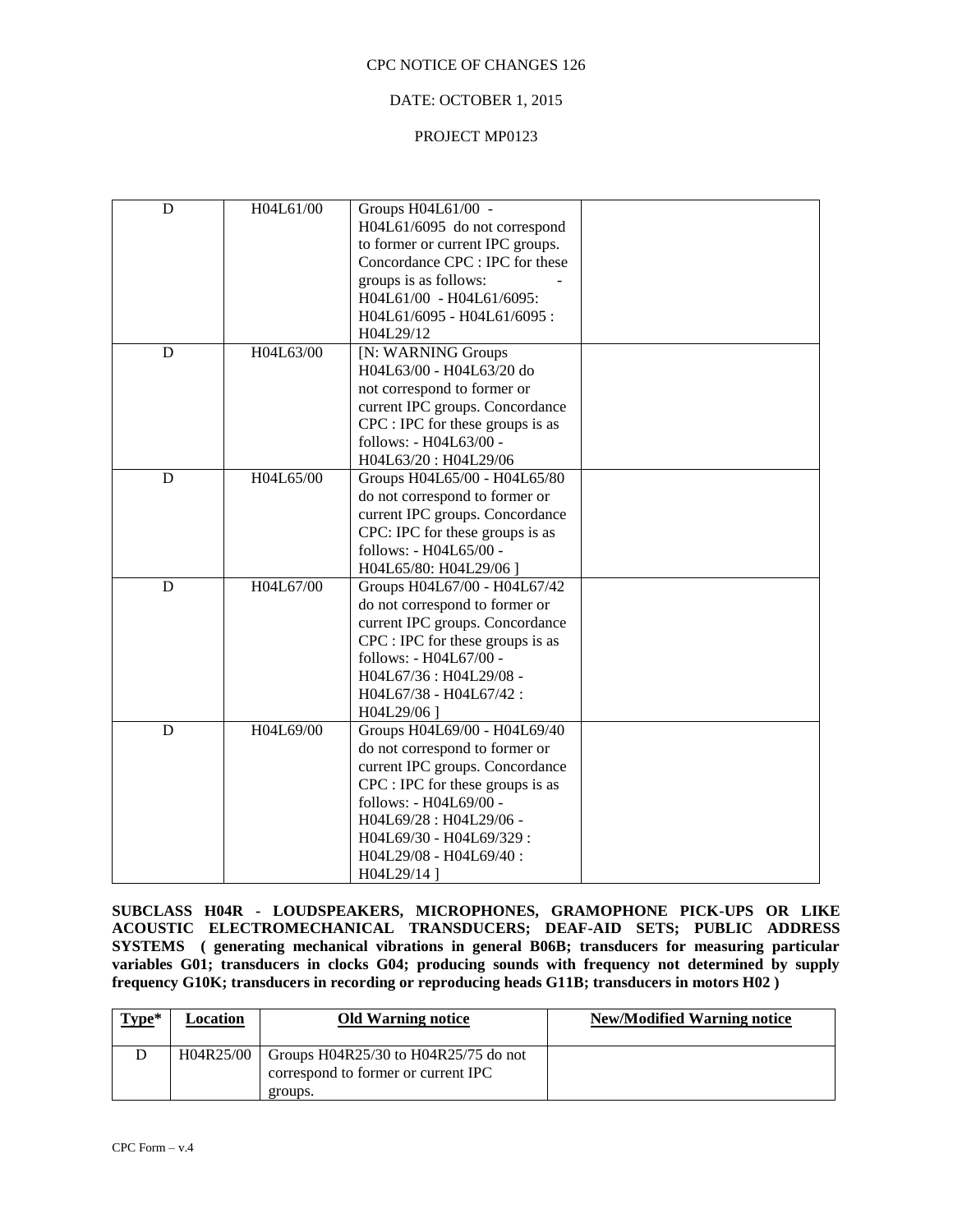CPC NOTICE OF CHANGES 126

DATE: OCTOBER 1, 2015

PROJECT MP0123

| | | | |
|---|---|---|---|
| D | H04L61/00 | Groups H04L61/00 - H04L61/6095 do not correspond to former or current IPC groups. Concordance CPC : IPC for these groups is as follows: - H04L61/00 - H04L61/6095: H04L61/6095 - H04L61/6095 : H04L29/12 | |
| D | H04L63/00 | [N: WARNING Groups H04L63/00 - H04L63/20 do not correspond to former or current IPC groups. Concordance CPC : IPC for these groups is as follows: - H04L63/00 - H04L63/20 : H04L29/06 | |
| D | H04L65/00 | Groups H04L65/00 - H04L65/80 do not correspond to former or current IPC groups. Concordance CPC: IPC for these groups is as follows: - H04L65/00 - H04L65/80: H04L29/06 ] | |
| D | H04L67/00 | Groups H04L67/00 - H04L67/42 do not correspond to former or current IPC groups. Concordance CPC : IPC for these groups is as follows: - H04L67/00 - H04L67/36 : H04L29/08 - H04L67/38 - H04L67/42 : H04L29/06 ] | |
| D | H04L69/00 | Groups H04L69/00 - H04L69/40 do not correspond to former or current IPC groups. Concordance CPC : IPC for these groups is as follows: - H04L69/00 - H04L69/28 : H04L29/06 - H04L69/30 - H04L69/329 : H04L29/08 - H04L69/40 : H04L29/14 ] | |

**SUBCLASS H04R - LOUDSPEAKERS, MICROPHONES, GRAMOPHONE PICK-UPS OR LIKE ACOUSTIC ELECTROMECHANICAL TRANSDUCERS; DEAF-AID SETS; PUBLIC ADDRESS SYSTEMS ( generating mechanical vibrations in general B06B; transducers for measuring particular variables G01; transducers in clocks G04; producing sounds with frequency not determined by supply frequency G10K; transducers in recording or reproducing heads G11B; transducers in motors H02 )**

| Type* | Location | Old Warning notice | New/Modified Warning notice |
|---|---|---|---|
| D | H04R25/00 | Groups H04R25/30 to H04R25/75 do not correspond to former or current IPC groups. | |

CPC Form – v.4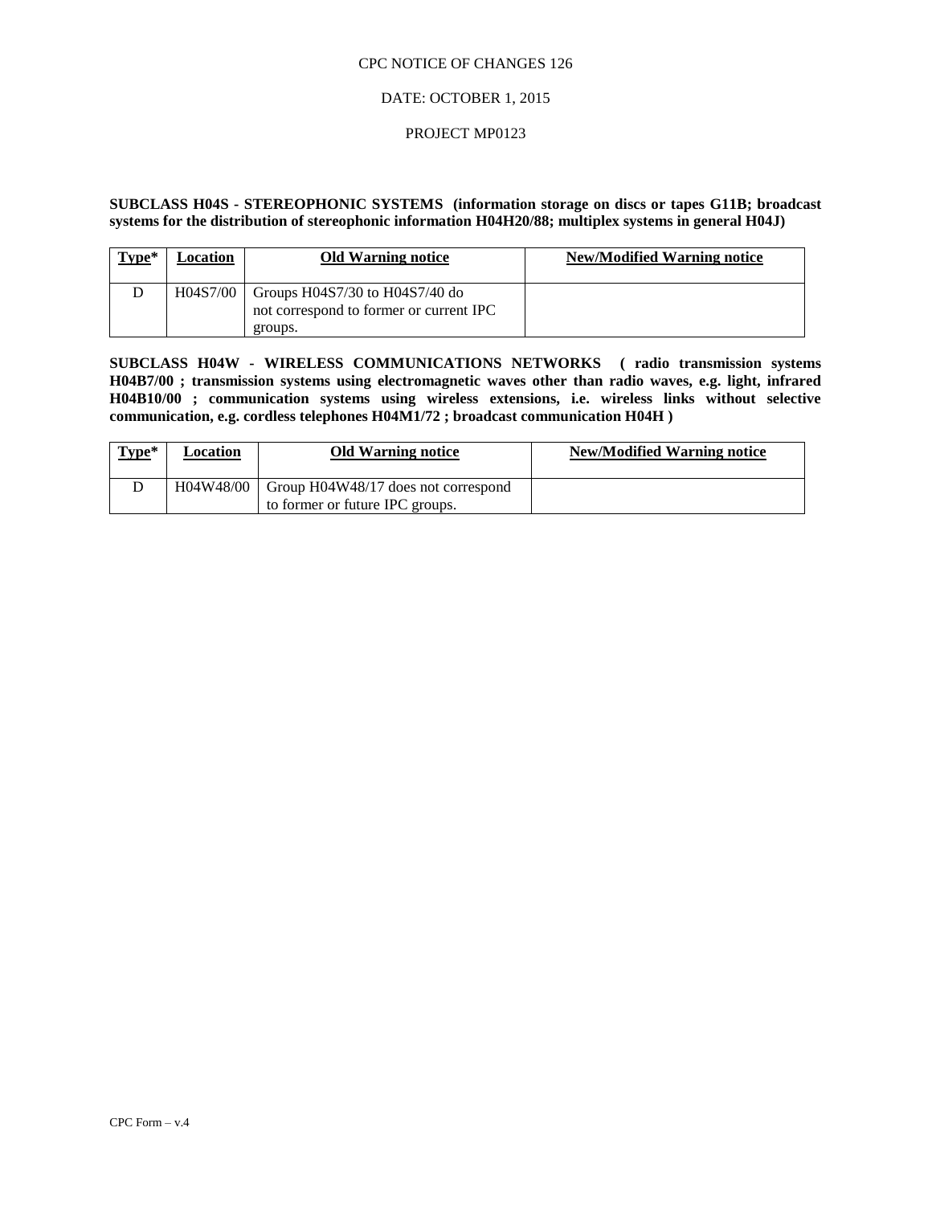CPC NOTICE OF CHANGES 126

DATE: OCTOBER 1, 2015

PROJECT MP0123

**SUBCLASS H04S - STEREOPHONIC SYSTEMS (information storage on discs or tapes G11B; broadcast systems for the distribution of stereophonic information H04H20/88; multiplex systems in general H04J)**

| Type* | Location | Old Warning notice | New/Modified Warning notice |
|---|---|---|---|
| D | H04S7/00 | Groups H04S7/30 to H04S7/40 do not correspond to former or current IPC groups. | |

**SUBCLASS H04W - WIRELESS COMMUNICATIONS NETWORKS ( radio transmission systems H04B7/00 ; transmission systems using electromagnetic waves other than radio waves, e.g. light, infrared H04B10/00 ; communication systems using wireless extensions, i.e. wireless links without selective communication, e.g. cordless telephones H04M1/72 ; broadcast communication H04H )**

| Type* | Location | Old Warning notice | New/Modified Warning notice |
|---|---|---|---|
| D | H04W48/00 | Group H04W48/17 does not correspond to former or future IPC groups. | |

CPC Form – v.4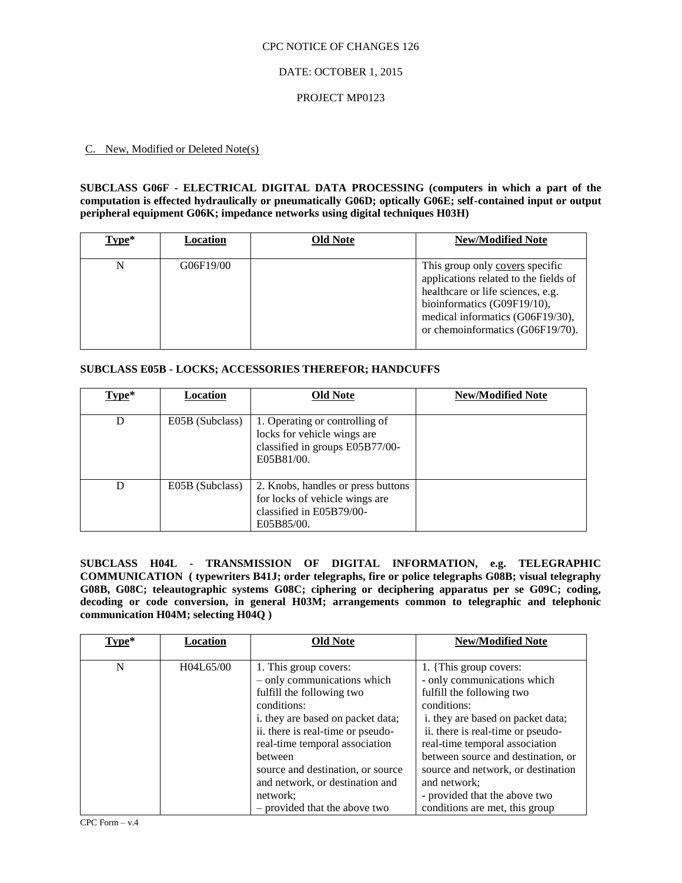CPC NOTICE OF CHANGES 126

DATE: OCTOBER 1, 2015

PROJECT MP0123

C. New, Modified or Deleted Note(s)

**SUBCLASS G06F - ELECTRICAL DIGITAL DATA PROCESSING (computers in which a part of the computation is effected hydraulically or pneumatically G06D; optically G06E; self-contained input or output peripheral equipment G06K; impedance networks using digital techniques H03H)**

| Type* | Location | Old Note | New/Modified Note |
|---|---|---|---|
| N | G06F19/00 | | This group only covers specific applications related to the fields of healthcare or life sciences, e.g. bioinformatics (G09F19/10), medical informatics (G06F19/30), or chemoinformatics (G06F19/70). |

**SUBCLASS E05B - LOCKS; ACCESSORIES THEREFOR; HANDCUFFS**

| Type* | Location | Old Note | New/Modified Note |
|---|---|---|---|
| D | E05B (Subclass) | 1. Operating or controlling of locks for vehicle wings are classified in groups E05B77/00-E05B81/00. | |
| D | E05B (Subclass) | 2. Knobs, handles or press buttons for locks of vehicle wings are classified in E05B79/00-E05B85/00. | |

**SUBCLASS H04L - TRANSMISSION OF DIGITAL INFORMATION, e.g. TELEGRAPHIC COMMUNICATION ( typewriters B41J; order telegraphs, fire or police telegraphs G08B; visual telegraphy G08B, G08C; teleautographic systems G08C; ciphering or deciphering apparatus per se G09C; coding, decoding or code conversion, in general H03M; arrangements common to telegraphic and telephonic communication H04M; selecting H04Q )**

| Type* | Location | Old Note | New/Modified Note |
|---|---|---|---|
| N | H04L65/00 | 1. This group covers:<br>– only communications which fulfill the following two conditions:<br>i. they are based on packet data;<br>ii. there is real-time or pseudo-real-time temporal association between source and destination, or source and network, or destination and network;<br>– provided that the above two | 1. {This group covers:<br>- only communications which fulfill the following two conditions:<br>i. they are based on packet data;<br>ii. there is real-time or pseudo-real-time temporal association between source and destination, or source and network, or destination and network;<br>- provided that the above two conditions are met, this group |

CPC Form – v.4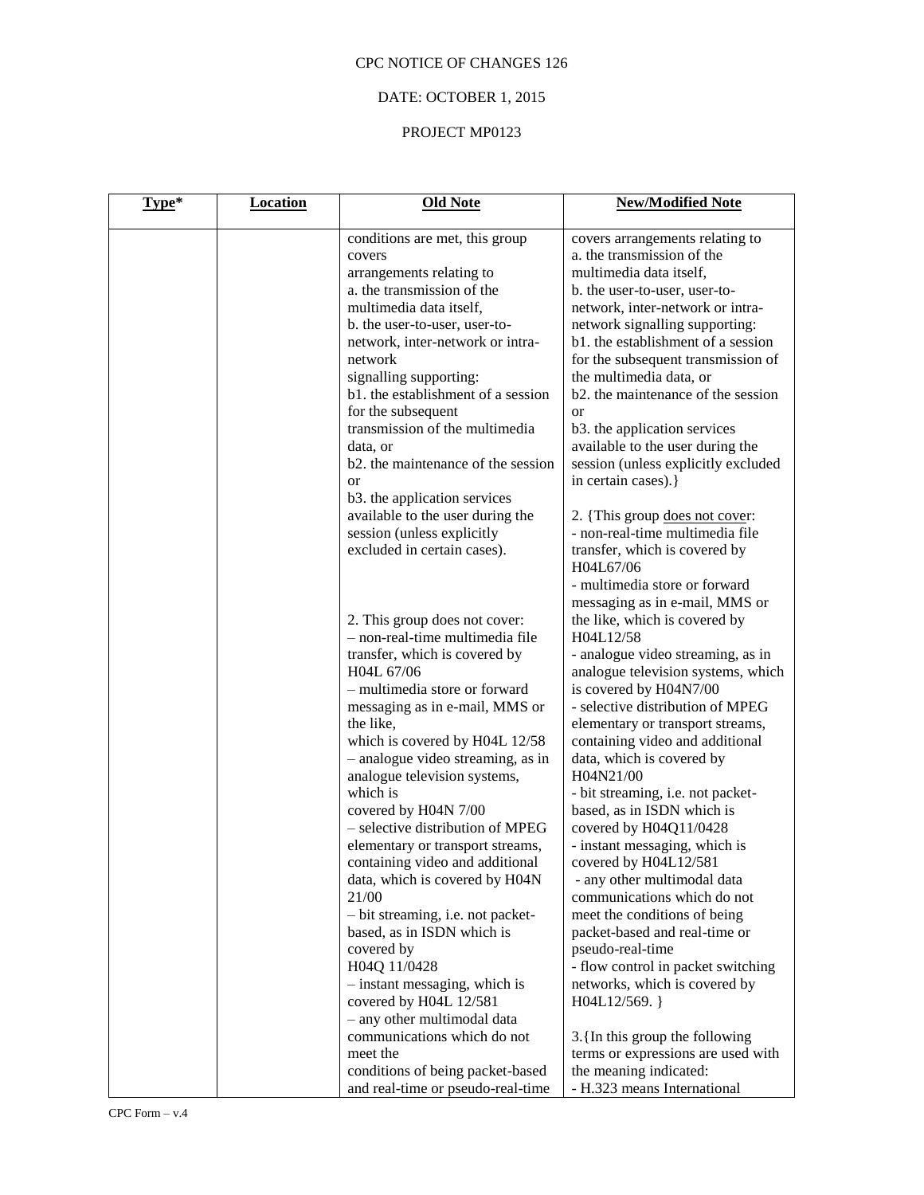CPC NOTICE OF CHANGES 126

DATE: OCTOBER 1, 2015

PROJECT MP0123

| Type* | Location | Old Note | New/Modified Note |
|---|---|---|---|
| | | conditions are met, this group covers arrangements relating to a. the transmission of the multimedia data itself, b. the user-to-user, user-to-network, inter-network or intra-network signalling supporting: b1. the establishment of a session for the subsequent transmission of the multimedia data, or b2. the maintenance of the session or b3. the application services available to the user during the session (unless explicitly excluded in certain cases).<br><br>2. This group does not cover: – non-real-time multimedia file transfer, which is covered by H04L 67/06 – multimedia store or forward messaging as in e-mail, MMS or the like, which is covered by H04L 12/58 – analogue video streaming, as in analogue television systems, which is covered by H04N 7/00 – selective distribution of MPEG elementary or transport streams, containing video and additional data, which is covered by H04N 21/00 – bit streaming, i.e. not packet-based, as in ISDN which is covered by H04Q 11/0428 – instant messaging, which is covered by H04L 12/581 – any other multimodal data communications which do not meet the conditions of being packet-based and real-time or pseudo-real-time | covers arrangements relating to a. the transmission of the multimedia data itself, b. the user-to-user, user-to-network, inter-network or intra-network signalling supporting: b1. the establishment of a session for the subsequent transmission of the multimedia data, or b2. the maintenance of the session or b3. the application services available to the user during the session (unless explicitly excluded in certain cases).}<br><br>2. {This group does not cover: - non-real-time multimedia file transfer, which is covered by H04L67/06 - multimedia store or forward messaging as in e-mail, MMS or the like, which is covered by H04L12/58 - analogue video streaming, as in analogue television systems, which is covered by H04N7/00 - selective distribution of MPEG elementary or transport streams, containing video and additional data, which is covered by H04N21/00 - bit streaming, i.e. not packet-based, as in ISDN which is covered by H04Q11/0428 - instant messaging, which is covered by H04L12/581 - any other multimodal data communications which do not meet the conditions of being packet-based and real-time or pseudo-real-time - flow control in packet switching networks, which is covered by H04L12/569. }<br><br>3.{In this group the following terms or expressions are used with the meaning indicated: - H.323 means International |

CPC Form – v.4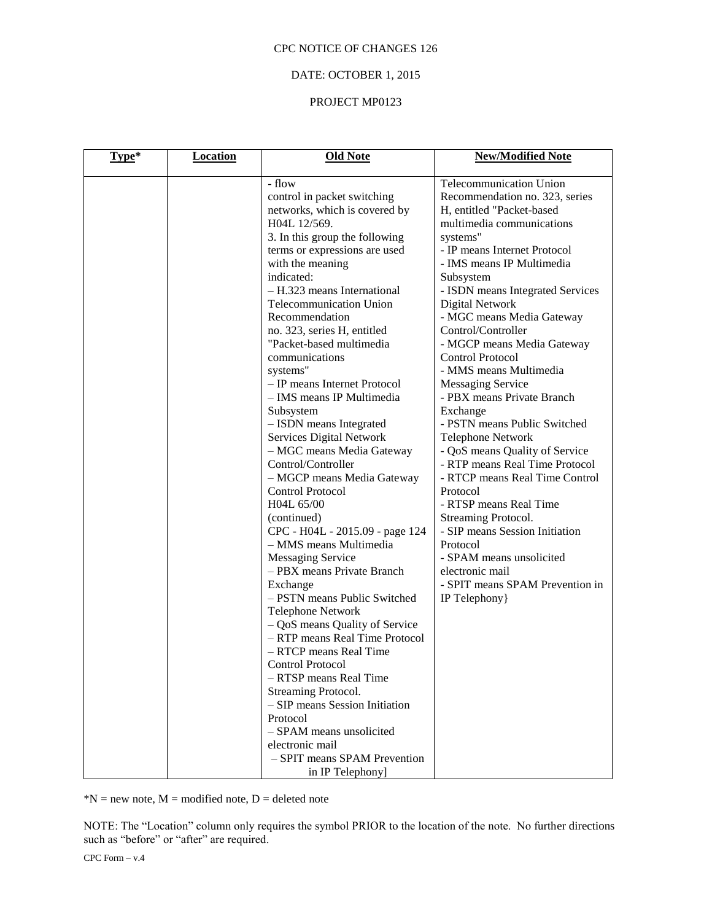CPC NOTICE OF CHANGES 126

DATE: OCTOBER 1, 2015

PROJECT MP0123

| Type* | Location | Old Note | New/Modified Note |
|---|---|---|---|
| | | - flow control in packet switching networks, which is covered by H04L 12/569.<br>3. In this group the following terms or expressions are used with the meaning indicated:<br>– H.323 means International Telecommunication Union Recommendation no. 323, series H, entitled "Packet-based multimedia communications systems"<br>– IP means Internet Protocol<br>– IMS means IP Multimedia Subsystem<br>– ISDN means Integrated Services Digital Network<br>– MGC means Media Gateway Control/Controller<br>– MGCP means Media Gateway Control Protocol<br>H04L 65/00 (continued)<br>CPC - H04L - 2015.09 - page 124<br>– MMS means Multimedia Messaging Service<br>– PBX means Private Branch Exchange<br>– PSTN means Public Switched Telephone Network<br>– QoS means Quality of Service<br>– RTP means Real Time Protocol<br>– RTCP means Real Time Control Protocol<br>– RTSP means Real Time Streaming Protocol.<br>– SIP means Session Initiation Protocol<br>– SPAM means unsolicited electronic mail<br>– SPIT means SPAM Prevention in IP Telephony] | Telecommunication Union Recommendation no. 323, series H, entitled "Packet-based multimedia communications systems"<br>- IP means Internet Protocol<br>- IMS means IP Multimedia Subsystem<br>- ISDN means Integrated Services Digital Network<br>- MGC means Media Gateway Control/Controller<br>- MGCP means Media Gateway Control Protocol<br>- MMS means Multimedia Messaging Service<br>- PBX means Private Branch Exchange<br>- PSTN means Public Switched Telephone Network<br>- QoS means Quality of Service<br>- RTP means Real Time Protocol<br>- RTCP means Real Time Control Protocol<br>- RTSP means Real Time Streaming Protocol.<br>- SIP means Session Initiation Protocol<br>- SPAM means unsolicited electronic mail<br>- SPIT means SPAM Prevention in IP Telephony} |

*N = new note, M = modified note, D = deleted note

NOTE: The "Location" column only requires the symbol PRIOR to the location of the note. No further directions such as "before" or "after" are required.

CPC Form – v.4